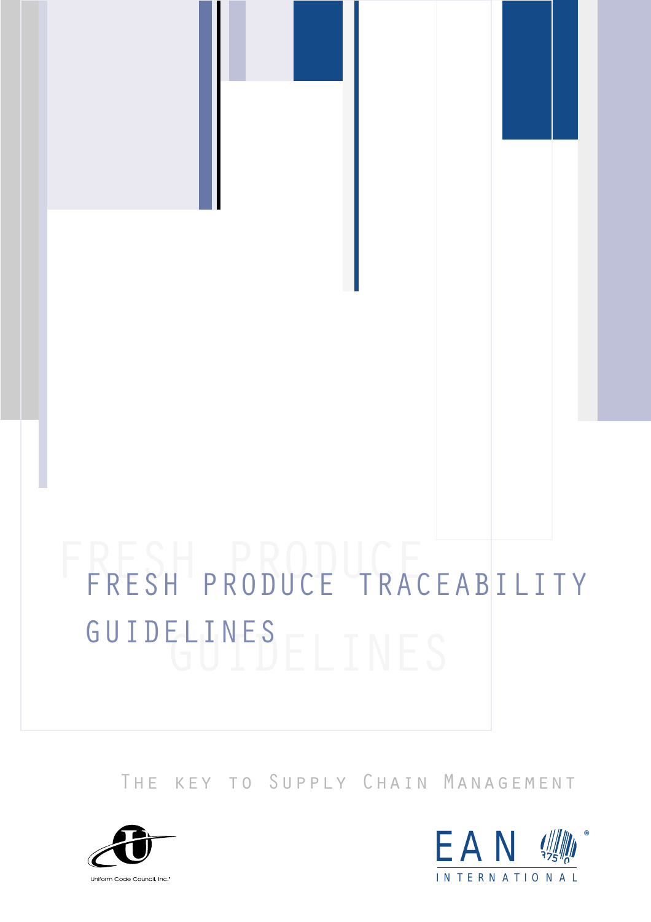# FRESH PRODUCE TRACEABILITY GUIDELINES

The key to Supply Chain Management

Uniform Code Council, Inc.®

EAN INTERNATIONAL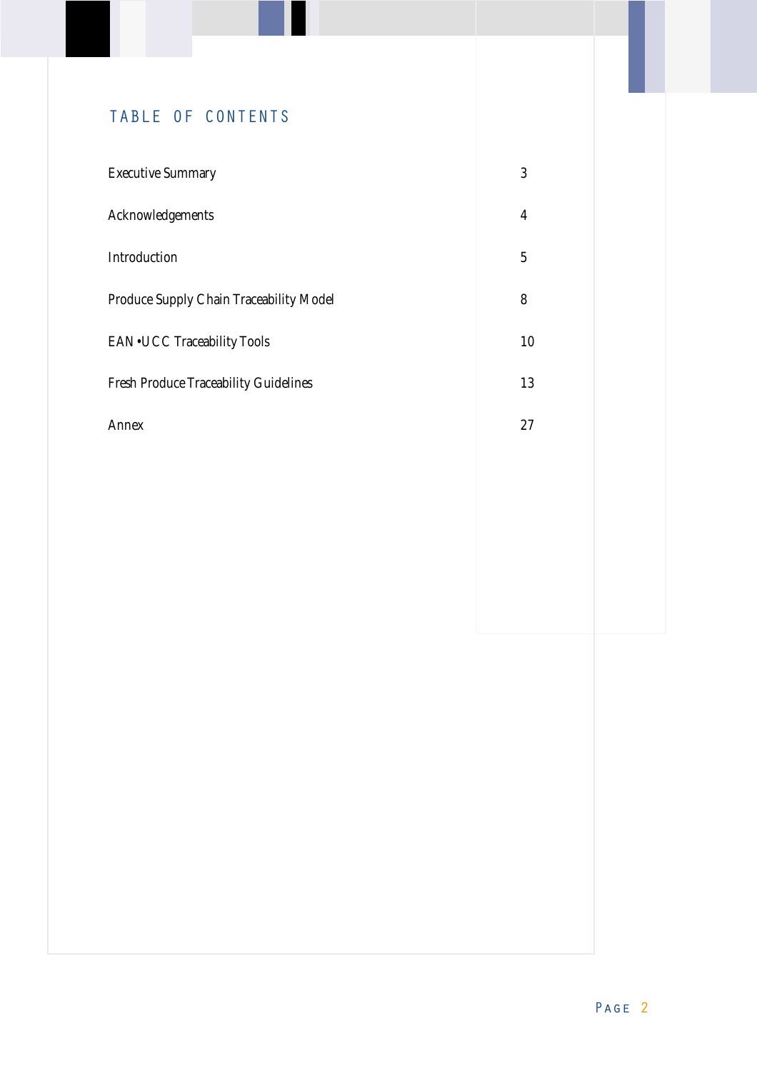# TABLE OF CONTENTS

| | |
|---|---|
| Executive Summary | 3 |
| Acknowledgements | 4 |
| Introduction | 5 |
| Produce Supply Chain Traceability Model | 8 |
| EAN•UCC Traceability Tools | 10 |
| Fresh Produce Traceability Guidelines | 13 |
| Annex | 27 |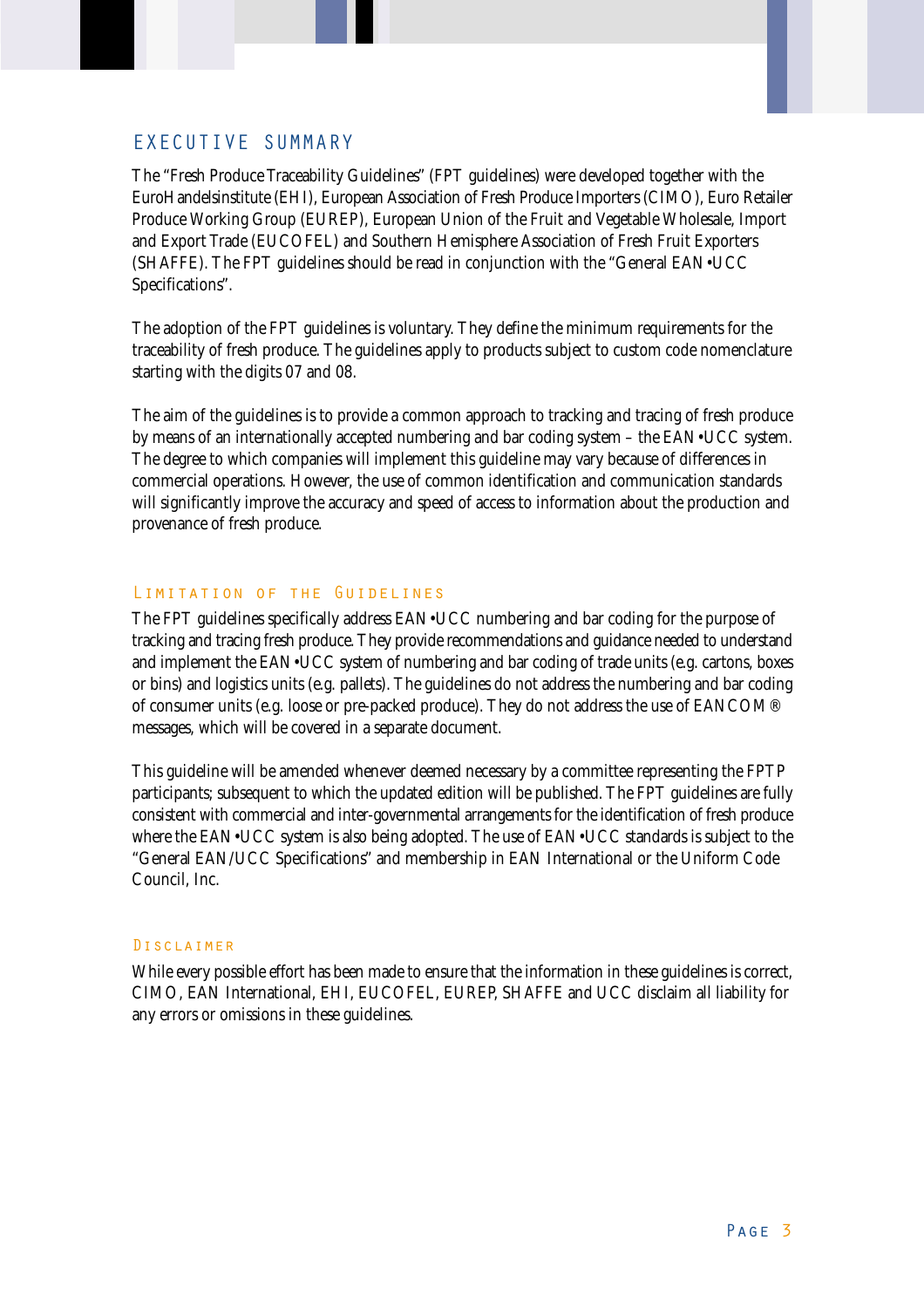# EXECUTIVE SUMMARY

The "Fresh Produce Traceability Guidelines" (FPT guidelines) were developed together with the EuroHandelsinstitute (EHI), European Association of Fresh Produce Importers (CIMO), Euro Retailer Produce Working Group (EUREP), European Union of the Fruit and Vegetable Wholesale, Import and Export Trade (EUCOFEL) and Southern Hemisphere Association of Fresh Fruit Exporters (SHAFFE). The FPT guidelines should be read in conjunction with the "General EAN•UCC Specifications".

The adoption of the FPT guidelines is voluntary. They define the minimum requirements for the traceability of fresh produce. The guidelines apply to products subject to custom code nomenclature starting with the digits 07 and 08.

The aim of the guidelines is to provide a common approach to tracking and tracing of fresh produce by means of an internationally accepted numbering and bar coding system – the EAN•UCC system. The degree to which companies will implement this guideline may vary because of differences in commercial operations. However, the use of common identification and communication standards will significantly improve the accuracy and speed of access to information about the production and provenance of fresh produce.

## Limitation of the Guidelines

The FPT guidelines specifically address EAN•UCC numbering and bar coding for the purpose of tracking and tracing fresh produce. They provide recommendations and guidance needed to understand and implement the EAN•UCC system of numbering and bar coding of trade units (e.g. cartons, boxes or bins) and logistics units (e.g. pallets). The guidelines do not address the numbering and bar coding of consumer units (e.g. loose or pre-packed produce). They do not address the use of EANCOM® messages, which will be covered in a separate document.

This guideline will be amended whenever deemed necessary by a committee representing the FPTP participants; subsequent to which the updated edition will be published. The FPT guidelines are fully consistent with commercial and inter-governmental arrangements for the identification of fresh produce where the EAN•UCC system is also being adopted. The use of EAN•UCC standards is subject to the "General EAN/UCC Specifications" and membership in EAN International or the Uniform Code Council, Inc.

## Disclaimer

While every possible effort has been made to ensure that the information in these guidelines is correct, CIMO, EAN International, EHI, EUCOFEL, EUREP, SHAFFE and UCC disclaim all liability for any errors or omissions in these guidelines.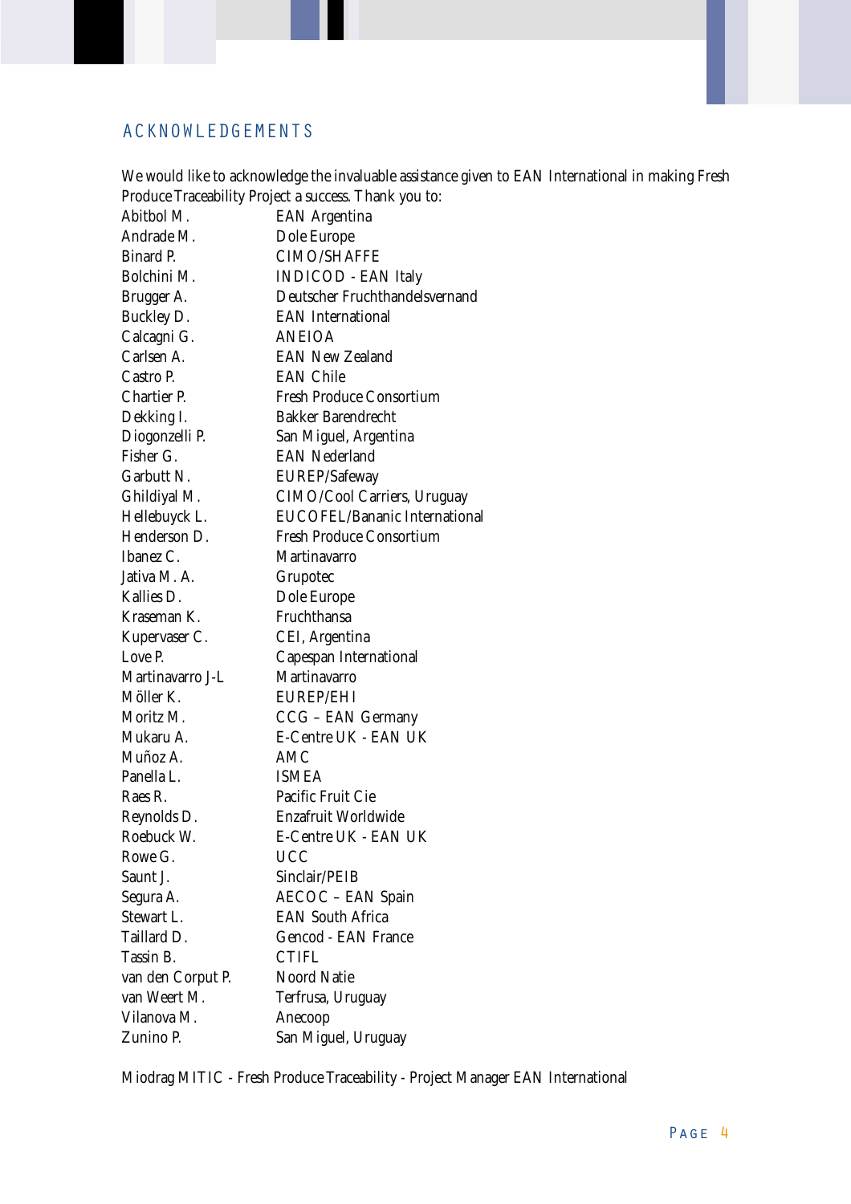## ACKNOWLEDGEMENTS

We would like to acknowledge the invaluable assistance given to EAN International in making Fresh Produce Traceability Project a success. Thank you to:

| | |
|---|---|
| Abitbol M. | EAN Argentina |
| Andrade M. | Dole Europe |
| Binard P. | CIMO/SHAFFE |
| Bolchini M. | INDICOD - EAN Italy |
| Brugger A. | Deutscher Fruchthandelsvernand |
| Buckley D. | EAN International |
| Calcagni G. | ANEIOA |
| Carlsen A. | EAN New Zealand |
| Castro P. | EAN Chile |
| Chartier P. | Fresh Produce Consortium |
| Dekking I. | Bakker Barendrecht |
| Diogonzelli P. | San Miguel, Argentina |
| Fisher G. | EAN Nederland |
| Garbutt N. | EUREP/Safeway |
| Ghildiyal M. | CIMO/Cool Carriers, Uruguay |
| Hellebuyck L. | EUCOFEL/Bananic International |
| Henderson D. | Fresh Produce Consortium |
| Ibanez C. | Martinavarro |
| Jativa M. A. | Grupotec |
| Kallies D. | Dole Europe |
| Kraseman K. | Fruchthansa |
| Kupervaser C. | CEI, Argentina |
| Love P. | Capespan International |
| Martinavarro J-L | Martinavarro |
| Möller K. | EUREP/EHI |
| Moritz M. | CCG – EAN Germany |
| Mukaru A. | E-Centre UK - EAN UK |
| Muñoz A. | AMC |
| Panella L. | ISMEA |
| Raes R. | Pacific Fruit Cie |
| Reynolds D. | Enzafruit Worldwide |
| Roebuck W. | E-Centre UK - EAN UK |
| Rowe G. | UCC |
| Saunt J. | Sinclair/PEIB |
| Segura A. | AECOC – EAN Spain |
| Stewart L. | EAN South Africa |
| Taillard D. | Gencod - EAN France |
| Tassin B. | CTIFL |
| van den Corput P. | Noord Natie |
| van Weert M. | Terfrusa, Uruguay |
| Vilanova M. | Anecoop |
| Zunino P. | San Miguel, Uruguay |

Miodrag MITIC - Fresh Produce Traceability - Project Manager EAN International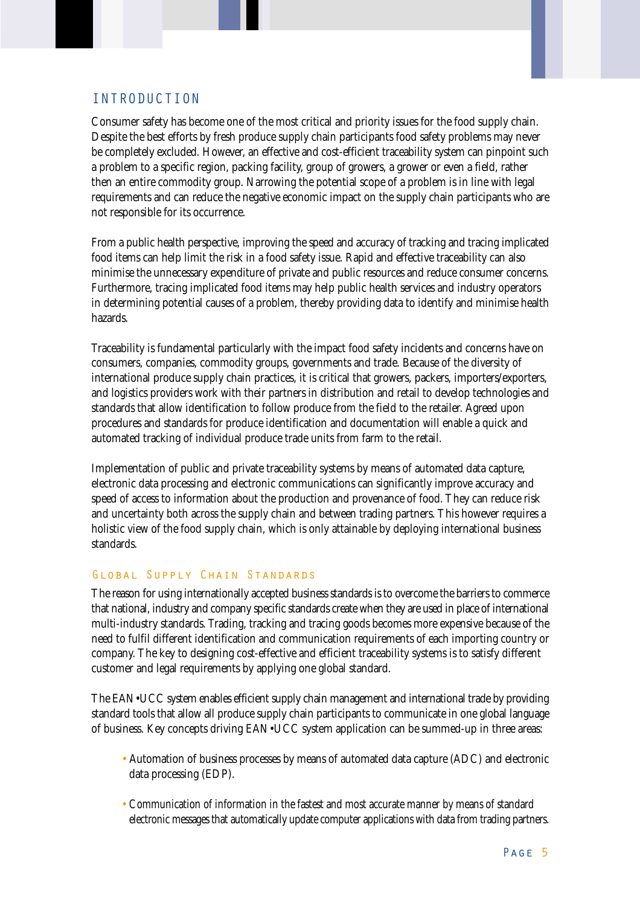## INTRODUCTION

Consumer safety has become one of the most critical and priority issues for the food supply chain. Despite the best efforts by fresh produce supply chain participants food safety problems may never be completely excluded. However, an effective and cost-efficient traceability system can pinpoint such a problem to a specific region, packing facility, group of growers, a grower or even a field, rather then an entire commodity group. Narrowing the potential scope of a problem is in line with legal requirements and can reduce the negative economic impact on the supply chain participants who are not responsible for its occurrence.

From a public health perspective, improving the speed and accuracy of tracking and tracing implicated food items can help limit the risk in a food safety issue. Rapid and effective traceability can also minimise the unnecessary expenditure of private and public resources and reduce consumer concerns. Furthermore, tracing implicated food items may help public health services and industry operators in determining potential causes of a problem, thereby providing data to identify and minimise health hazards.

Traceability is fundamental particularly with the impact food safety incidents and concerns have on consumers, companies, commodity groups, governments and trade. Because of the diversity of international produce supply chain practices, it is critical that growers, packers, importers/exporters, and logistics providers work with their partners in distribution and retail to develop technologies and standards that allow identification to follow produce from the field to the retailer. Agreed upon procedures and standards for produce identification and documentation will enable a quick and automated tracking of individual produce trade units from farm to the retail.

Implementation of public and private traceability systems by means of automated data capture, electronic data processing and electronic communications can significantly improve accuracy and speed of access to information about the production and provenance of food. They can reduce risk and uncertainty both across the supply chain and between trading partners. This however requires a holistic view of the food supply chain, which is only attainable by deploying international business standards.

### Global Supply Chain Standards

The reason for using internationally accepted business standards is to overcome the barriers to commerce that national, industry and company specific standards create when they are used in place of international multi-industry standards. Trading, tracking and tracing goods becomes more expensive because of the need to fulfil different identification and communication requirements of each importing country or company. The key to designing cost-effective and efficient traceability systems is to satisfy different customer and legal requirements by applying one global standard.

The EAN•UCC system enables efficient supply chain management and international trade by providing standard tools that allow all produce supply chain participants to communicate in one global language of business. Key concepts driving EAN•UCC system application can be summed-up in three areas:

- Automation of business processes by means of automated data capture (ADC) and electronic data processing (EDP).
- Communication of information in the fastest and most accurate manner by means of standard electronic messages that automatically update computer applications with data from trading partners.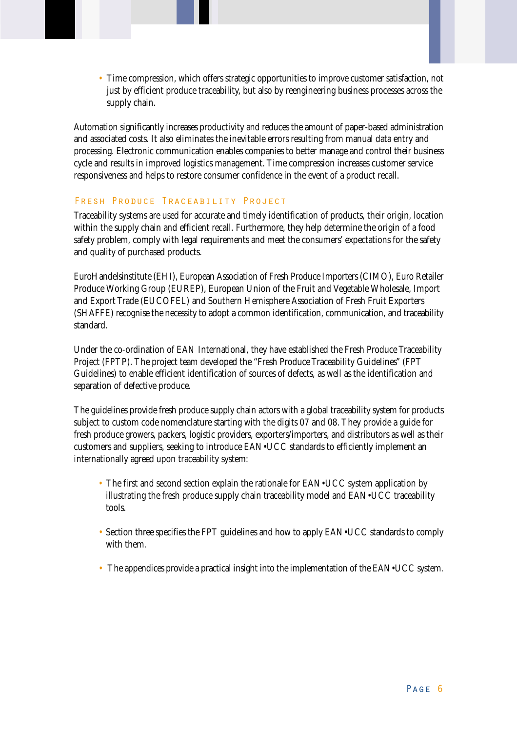- Time compression, which offers strategic opportunities to improve customer satisfaction, not just by efficient produce traceability, but also by reengineering business processes across the supply chain.

Automation significantly increases productivity and reduces the amount of paper-based administration and associated costs. It also eliminates the inevitable errors resulting from manual data entry and processing. Electronic communication enables companies to better manage and control their business cycle and results in improved logistics management. Time compression increases customer service responsiveness and helps to restore consumer confidence in the event of a product recall.

## Fresh Produce Traceability Project

Traceability systems are used for accurate and timely identification of products, their origin, location within the supply chain and efficient recall. Furthermore, they help determine the origin of a food safety problem, comply with legal requirements and meet the consumers' expectations for the safety and quality of purchased products.

EuroHandelsinstitute (EHI), European Association of Fresh Produce Importers (CIMO), Euro Retailer Produce Working Group (EUREP), European Union of the Fruit and Vegetable Wholesale, Import and Export Trade (EUCOFEL) and Southern Hemisphere Association of Fresh Fruit Exporters (SHAFFE) recognise the necessity to adopt a common identification, communication, and traceability standard.

Under the co-ordination of EAN International, they have established the Fresh Produce Traceability Project (FPTP). The project team developed the "Fresh Produce Traceability Guidelines" (FPT Guidelines) to enable efficient identification of sources of defects, as well as the identification and separation of defective produce.

The guidelines provide fresh produce supply chain actors with a global traceability system for products subject to custom code nomenclature starting with the digits 07 and 08. They provide a guide for fresh produce growers, packers, logistic providers, exporters/importers, and distributors as well as their customers and suppliers, seeking to introduce EAN•UCC standards to efficiently implement an internationally agreed upon traceability system:

- The first and second section explain the rationale for EAN•UCC system application by illustrating the fresh produce supply chain traceability model and EAN•UCC traceability tools.

- Section three specifies the FPT guidelines and how to apply EAN•UCC standards to comply with them.

- The appendices provide a practical insight into the implementation of the EAN•UCC system.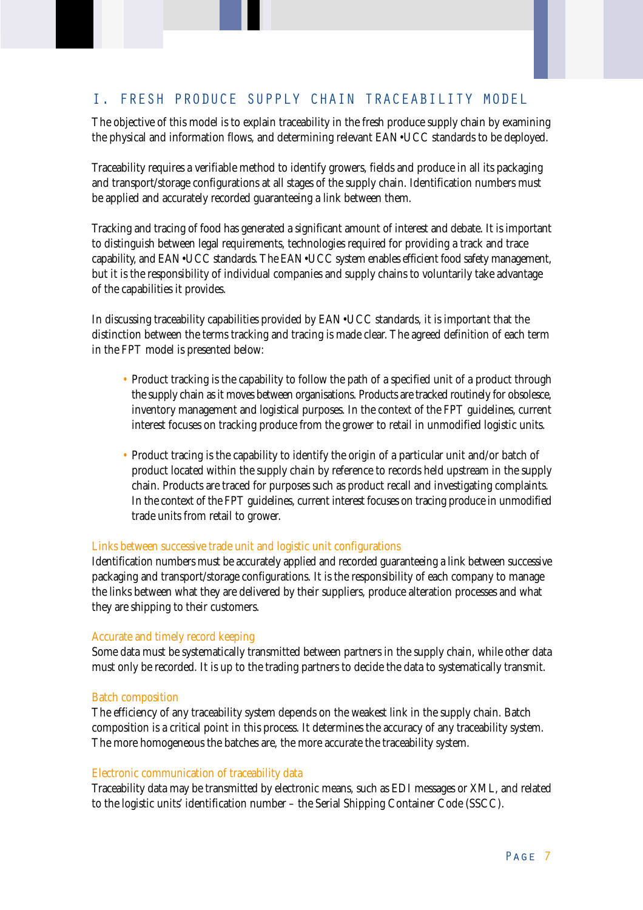## I. FRESH PRODUCE SUPPLY CHAIN TRACEABILITY MODEL

The objective of this model is to explain traceability in the fresh produce supply chain by examining the physical and information flows, and determining relevant EAN•UCC standards to be deployed.

Traceability requires a verifiable method to identify growers, fields and produce in all its packaging and transport/storage configurations at all stages of the supply chain. Identification numbers must be applied and accurately recorded guaranteeing a link between them.

Tracking and tracing of food has generated a significant amount of interest and debate. It is important to distinguish between legal requirements, technologies required for providing a track and trace capability, and EAN•UCC standards. The EAN•UCC system enables efficient food safety management, but it is the responsibility of individual companies and supply chains to voluntarily take advantage of the capabilities it provides.

In discussing traceability capabilities provided by EAN•UCC standards, it is important that the distinction between the terms tracking and tracing is made clear. The agreed definition of each term in the FPT model is presented below:

- Product tracking is the capability to follow the path of a specified unit of a product through the supply chain as it moves between organisations. Products are tracked routinely for obsolesce, inventory management and logistical purposes. In the context of the FPT guidelines, current interest focuses on tracking produce from the grower to retail in unmodified logistic units.

- Product tracing is the capability to identify the origin of a particular unit and/or batch of product located within the supply chain by reference to records held upstream in the supply chain. Products are traced for purposes such as product recall and investigating complaints. In the context of the FPT guidelines, current interest focuses on tracing produce in unmodified trade units from retail to grower.

### Links between successive trade unit and logistic unit configurations

Identification numbers must be accurately applied and recorded guaranteeing a link between successive packaging and transport/storage configurations. It is the responsibility of each company to manage the links between what they are delivered by their suppliers, produce alteration processes and what they are shipping to their customers.

### Accurate and timely record keeping

Some data must be systematically transmitted between partners in the supply chain, while other data must only be recorded. It is up to the trading partners to decide the data to systematically transmit.

### Batch composition

The efficiency of any traceability system depends on the weakest link in the supply chain. Batch composition is a critical point in this process. It determines the accuracy of any traceability system. The more homogeneous the batches are, the more accurate the traceability system.

### Electronic communication of traceability data

Traceability data may be transmitted by electronic means, such as EDI messages or XML, and related to the logistic units' identification number – the Serial Shipping Container Code (SSCC).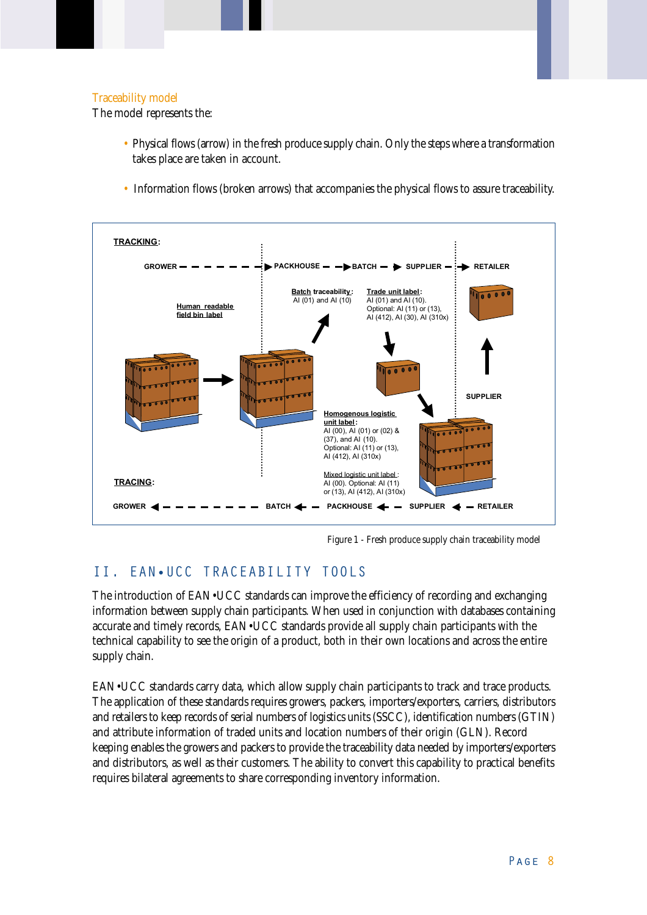### Traceability model

The model represents the:

- Physical flows (arrow) in the fresh produce supply chain. Only the steps where a transformation takes place are taken in account.
- Information flows (broken arrows) that accompanies the physical flows to assure traceability.

**TRACKING**:

GROWER → PACKHOUSE → BATCH → SUPPLIER → RETAILER

**Human readable field bin label**

**Batch traceability**: AI (01) and AI (10)

**Trade unit label**: AI (01) and AI (10). Optional: AI (11) or (13), AI (412), AI (30), AI (310x)

SUPPLIER

**Homogenous logistic unit label**: AI (00), AI (01) or (02) & (37), and AI (10). Optional: AI (11) or (13), AI (412), AI (310x)

**Mixed logistic unit label**: AI (00). Optional: AI (11) or (13), AI (412), AI (310x)

**TRACING**:

GROWER ← BATCH ← PACKHOUSE ← SUPPLIER ← RETAILER

Figure 1 - Fresh produce supply chain traceability model

## II. EAN•UCC TRACEABILITY TOOLS

The introduction of EAN•UCC standards can improve the efficiency of recording and exchanging information between supply chain participants. When used in conjunction with databases containing accurate and timely records, EAN•UCC standards provide all supply chain participants with the technical capability to see the origin of a product, both in their own locations and across the entire supply chain.

EAN•UCC standards carry data, which allow supply chain participants to track and trace products. The application of these standards requires growers, packers, importers/exporters, carriers, distributors and retailers to keep records of serial numbers of logistics units (SSCC), identification numbers (GTIN) and attribute information of traded units and location numbers of their origin (GLN). Record keeping enables the growers and packers to provide the traceability data needed by importers/exporters and distributors, as well as their customers. The ability to convert this capability to practical benefits requires bilateral agreements to share corresponding inventory information.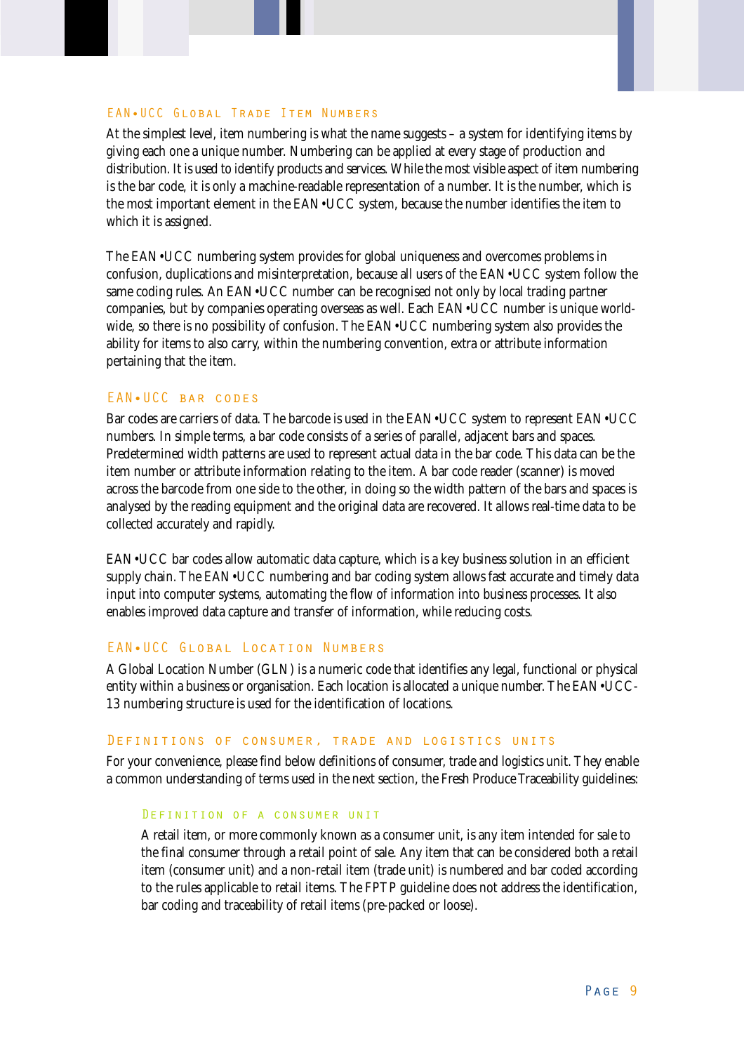## EAN•UCC Global Trade Item Numbers

At the simplest level, item numbering is what the name suggests – a system for identifying items by giving each one a unique number. Numbering can be applied at every stage of production and distribution. It is used to identify products and services. While the most visible aspect of item numbering is the bar code, it is only a machine-readable representation of a number. It is the number, which is the most important element in the EAN•UCC system, because the number identifies the item to which it is assigned.

The EAN•UCC numbering system provides for global uniqueness and overcomes problems in confusion, duplications and misinterpretation, because all users of the EAN•UCC system follow the same coding rules. An EAN•UCC number can be recognised not only by local trading partner companies, but by companies operating overseas as well. Each EAN•UCC number is unique world-wide, so there is no possibility of confusion. The EAN•UCC numbering system also provides the ability for items to also carry, within the numbering convention, extra or attribute information pertaining that the item.

## EAN•UCC bar codes

Bar codes are carriers of data. The barcode is used in the EAN•UCC system to represent EAN•UCC numbers. In simple terms, a bar code consists of a series of parallel, adjacent bars and spaces. Predetermined width patterns are used to represent actual data in the bar code. This data can be the item number or attribute information relating to the item. A bar code reader (scanner) is moved across the barcode from one side to the other, in doing so the width pattern of the bars and spaces is analysed by the reading equipment and the original data are recovered. It allows real-time data to be collected accurately and rapidly.

EAN•UCC bar codes allow automatic data capture, which is a key business solution in an efficient supply chain. The EAN•UCC numbering and bar coding system allows fast accurate and timely data input into computer systems, automating the flow of information into business processes. It also enables improved data capture and transfer of information, while reducing costs.

## EAN•UCC Global Location Numbers

A Global Location Number (GLN) is a numeric code that identifies any legal, functional or physical entity within a business or organisation. Each location is allocated a unique number. The EAN•UCC-13 numbering structure is used for the identification of locations.

## Definitions of consumer, trade and logistics units

For your convenience, please find below definitions of consumer, trade and logistics unit. They enable a common understanding of terms used in the next section, the Fresh Produce Traceability guidelines:

### Definition of a consumer unit

A retail item, or more commonly known as a consumer unit, is any item intended for sale to the final consumer through a retail point of sale. Any item that can be considered both a retail item (consumer unit) and a non-retail item (trade unit) is numbered and bar coded according to the rules applicable to retail items. The FPTP guideline does not address the identification, bar coding and traceability of retail items (pre-packed or loose).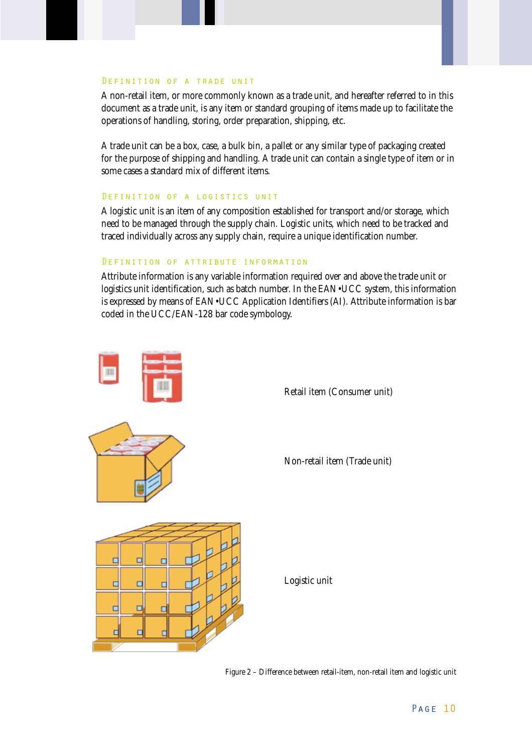### Definition of a trade unit

A non-retail item, or more commonly known as a trade unit, and hereafter referred to in this document as a trade unit, is any item or standard grouping of items made up to facilitate the operations of handling, storing, order preparation, shipping, etc.

A trade unit can be a box, case, a bulk bin, a pallet or any similar type of packaging created for the purpose of shipping and handling. A trade unit can contain a single type of item or in some cases a standard mix of different items.

### Definition of a logistics unit

A logistic unit is an item of any composition established for transport and/or storage, which need to be managed through the supply chain. Logistic units, which need to be tracked and traced individually across any supply chain, require a unique identification number.

### Definition of attribute information

Attribute information is any variable information required over and above the trade unit or logistics unit identification, such as batch number. In the EAN•UCC system, this information is expressed by means of EAN•UCC Application Identifiers (AI). Attribute information is bar coded in the UCC/EAN-128 bar code symbology.

Retail item (Consumer unit)

Non-retail item (Trade unit)

Logistic unit

Figure 2 – Difference between retail-item, non-retail item and logistic unit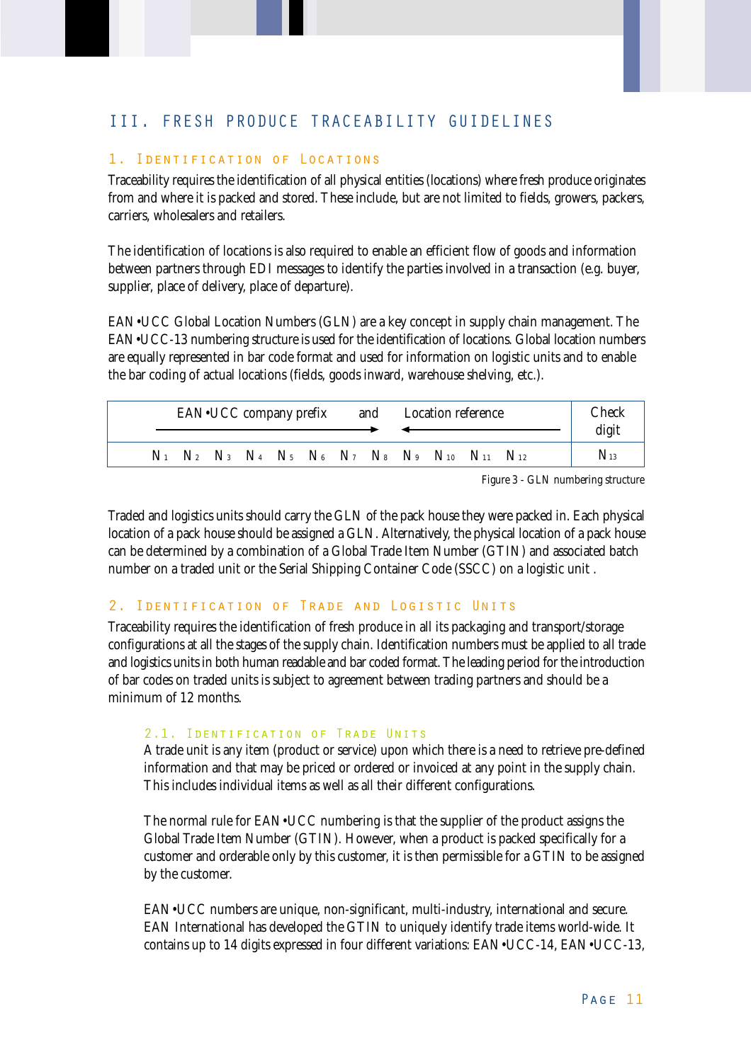# III. FRESH PRODUCE TRACEABILITY GUIDELINES

## 1. Identification of Locations

Traceability requires the identification of all physical entities (locations) where fresh produce originates from and where it is packed and stored. These include, but are not limited to fields, growers, packers, carriers, wholesalers and retailers.

The identification of locations is also required to enable an efficient flow of goods and information between partners through EDI messages to identify the parties involved in a transaction (e.g. buyer, supplier, place of delivery, place of departure).

EAN•UCC Global Location Numbers (GLN) are a key concept in supply chain management. The EAN•UCC-13 numbering structure is used for the identification of locations. Global location numbers are equally represented in bar code format and used for information on logistic units and to enable the bar coding of actual locations (fields, goods inward, warehouse shelving, etc.).

| EAN•UCC company prefix → and ← Location reference | Check digit |
|---|---|
| $N_1$ $N_2$ $N_3$ $N_4$ $N_5$ $N_6$ $N_7$ $N_8$ $N_9$ $N_{10}$ $N_{11}$ $N_{12}$ | $N_{13}$ |

Figure 3 - GLN numbering structure

Traded and logistics units should carry the GLN of the pack house they were packed in. Each physical location of a pack house should be assigned a GLN. Alternatively, the physical location of a pack house can be determined by a combination of a Global Trade Item Number (GTIN) and associated batch number on a traded unit or the Serial Shipping Container Code (SSCC) on a logistic unit .

## 2. Identification of Trade and Logistic Units

Traceability requires the identification of fresh produce in all its packaging and transport/storage configurations at all the stages of the supply chain. Identification numbers must be applied to all trade and logistics units in both human readable and bar coded format. The leading period for the introduction of bar codes on traded units is subject to agreement between trading partners and should be a minimum of 12 months.

### 2.1. Identification of Trade Units

A trade unit is any item (product or service) upon which there is a need to retrieve pre-defined information and that may be priced or ordered or invoiced at any point in the supply chain. This includes individual items as well as all their different configurations.

The normal rule for EAN•UCC numbering is that the supplier of the product assigns the Global Trade Item Number (GTIN). However, when a product is packed specifically for a customer and orderable only by this customer, it is then permissible for a GTIN to be assigned by the customer.

EAN•UCC numbers are unique, non-significant, multi-industry, international and secure. EAN International has developed the GTIN to uniquely identify trade items world-wide. It contains up to 14 digits expressed in four different variations: EAN•UCC-14, EAN•UCC-13,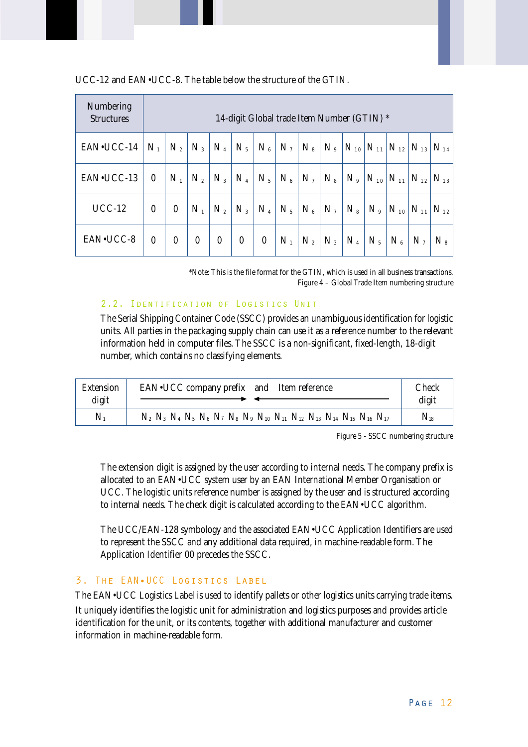UCC-12 and EAN•UCC-8. The table below the structure of the GTIN.

| Numbering Structures | 14-digit Global trade Item Number (GTIN) * | | | | | | | | | | | | | |
|---|---|---|---|---|---|---|---|---|---|---|---|---|---|---|
| EAN•UCC-14 | $N_1$ | $N_2$ | $N_3$ | $N_4$ | $N_5$ | $N_6$ | $N_7$ | $N_8$ | $N_9$ | $N_{10}$ | $N_{11}$ | $N_{12}$ | $N_{13}$ | $N_{14}$ |
| EAN•UCC-13 | 0 | $N_1$ | $N_2$ | $N_3$ | $N_4$ | $N_5$ | $N_6$ | $N_7$ | $N_8$ | $N_9$ | $N_{10}$ | $N_{11}$ | $N_{12}$ | $N_{13}$ |
| UCC-12 | 0 | 0 | $N_1$ | $N_2$ | $N_3$ | $N_4$ | $N_5$ | $N_6$ | $N_7$ | $N_8$ | $N_9$ | $N_{10}$ | $N_{11}$ | $N_{12}$ |
| EAN•UCC-8 | 0 | 0 | 0 | 0 | 0 | 0 | $N_1$ | $N_2$ | $N_3$ | $N_4$ | $N_5$ | $N_6$ | $N_7$ | $N_8$ |

*Note: This is the file format for the GTIN, which is used in all business transactions.

Figure 4 – Global Trade Item numbering structure

### 2.2. Identification of Logistics Unit

The Serial Shipping Container Code (SSCC) provides an unambiguous identification for logistic units. All parties in the packaging supply chain can use it as a reference number to the relevant information held in computer files. The SSCC is a non-significant, fixed-length, 18-digit number, which contains no classifying elements.

| Extension digit | EAN•UCC company prefix → and ← Item reference | Check digit |
|---|---|---|
| $N_1$ | $N_2$ $N_3$ $N_4$ $N_5$ $N_6$ $N_7$ $N_8$ $N_9$ $N_{10}$ $N_{11}$ $N_{12}$ $N_{13}$ $N_{14}$ $N_{15}$ $N_{16}$ $N_{17}$ | $N_{18}$ |

Figure 5 - SSCC numbering structure

The extension digit is assigned by the user according to internal needs. The company prefix is allocated to an EAN•UCC system user by an EAN International Member Organisation or UCC. The logistic units reference number is assigned by the user and is structured according to internal needs. The check digit is calculated according to the EAN•UCC algorithm.

The UCC/EAN-128 symbology and the associated EAN•UCC Application Identifiers are used to represent the SSCC and any additional data required, in machine-readable form. The Application Identifier 00 precedes the SSCC.

## 3. The EAN•UCC Logistics Label

The EAN•UCC Logistics Label is used to identify pallets or other logistics units carrying trade items. It uniquely identifies the logistic unit for administration and logistics purposes and provides article identification for the unit, or its contents, together with additional manufacturer and customer information in machine-readable form.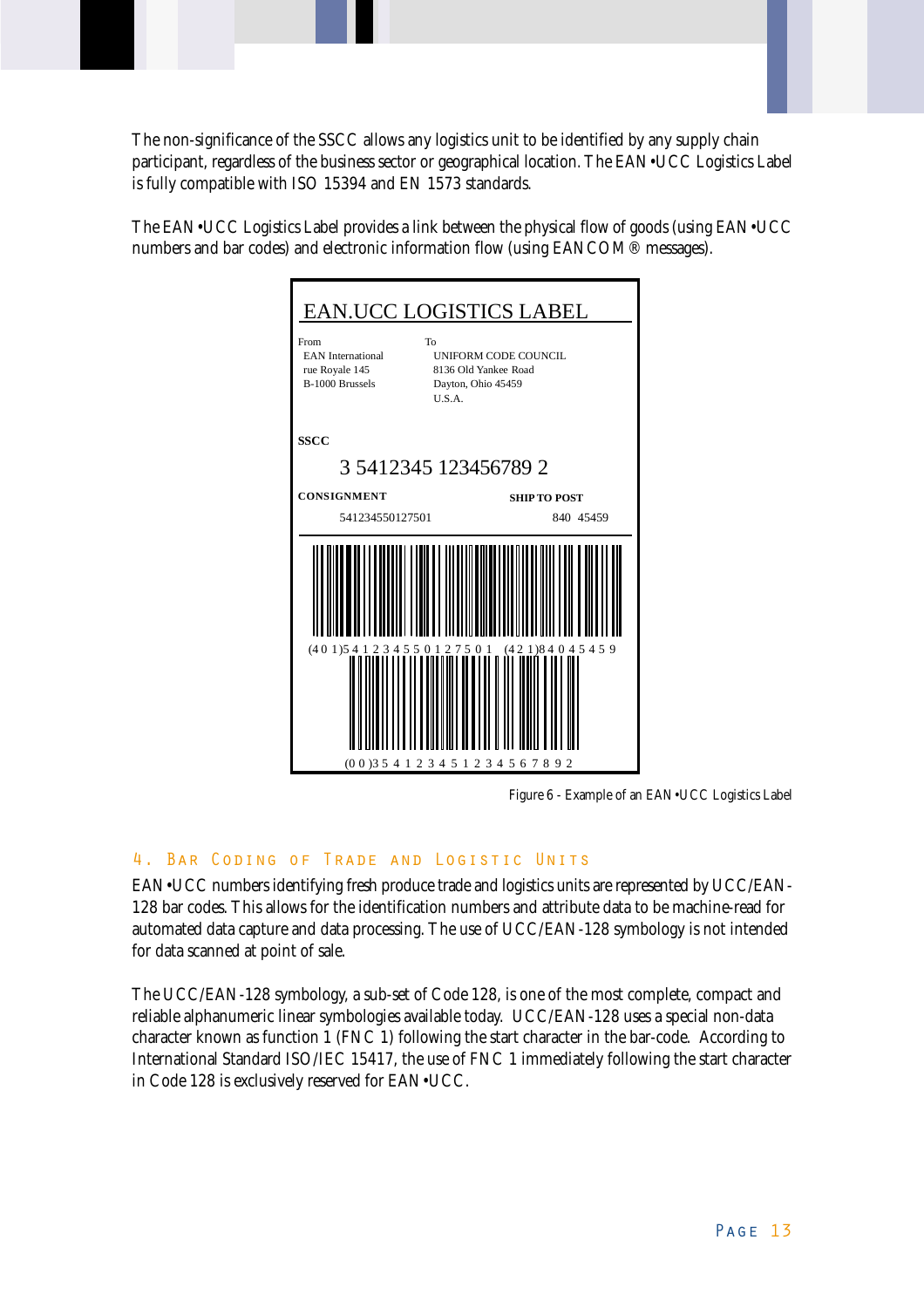The non-significance of the SSCC allows any logistics unit to be identified by any supply chain participant, regardless of the business sector or geographical location. The EAN•UCC Logistics Label is fully compatible with ISO 15394 and EN 1573 standards.

The EAN•UCC Logistics Label provides a link between the physical flow of goods (using EAN•UCC numbers and bar codes) and electronic information flow (using EANCOM® messages).

EAN.UCC LOGISTICS LABEL

From
EAN International
rue Royale 145
B-1000 Brussels

To
UNIFORM CODE COUNCIL
8136 Old Yankee Road
Dayton, Ohio 45459
U.S.A.

SSCC

3 5412345 123456789 2

CONSIGNMENT
541234550127501

SHIP TO POST
840 45459

(4 0 1)5 4 1 2 3 4 5 5 0 1 2 7 5 0 1 (4 2 1)8 4 0 4 5 4 5 9

(0 0 )3 5 4 1 2 3 4 5 1 2 3 4 5 6 7 8 9 2

Figure 6 - Example of an EAN•UCC Logistics Label

## 4. Bar Coding of Trade and Logistic Units

EAN•UCC numbers identifying fresh produce trade and logistics units are represented by UCC/EAN-128 bar codes. This allows for the identification numbers and attribute data to be machine-read for automated data capture and data processing. The use of UCC/EAN-128 symbology is not intended for data scanned at point of sale.

The UCC/EAN-128 symbology, a sub-set of Code 128, is one of the most complete, compact and reliable alphanumeric linear symbologies available today. UCC/EAN-128 uses a special non-data character known as function 1 (FNC 1) following the start character in the bar-code. According to International Standard ISO/IEC 15417, the use of FNC 1 immediately following the start character in Code 128 is exclusively reserved for EAN•UCC.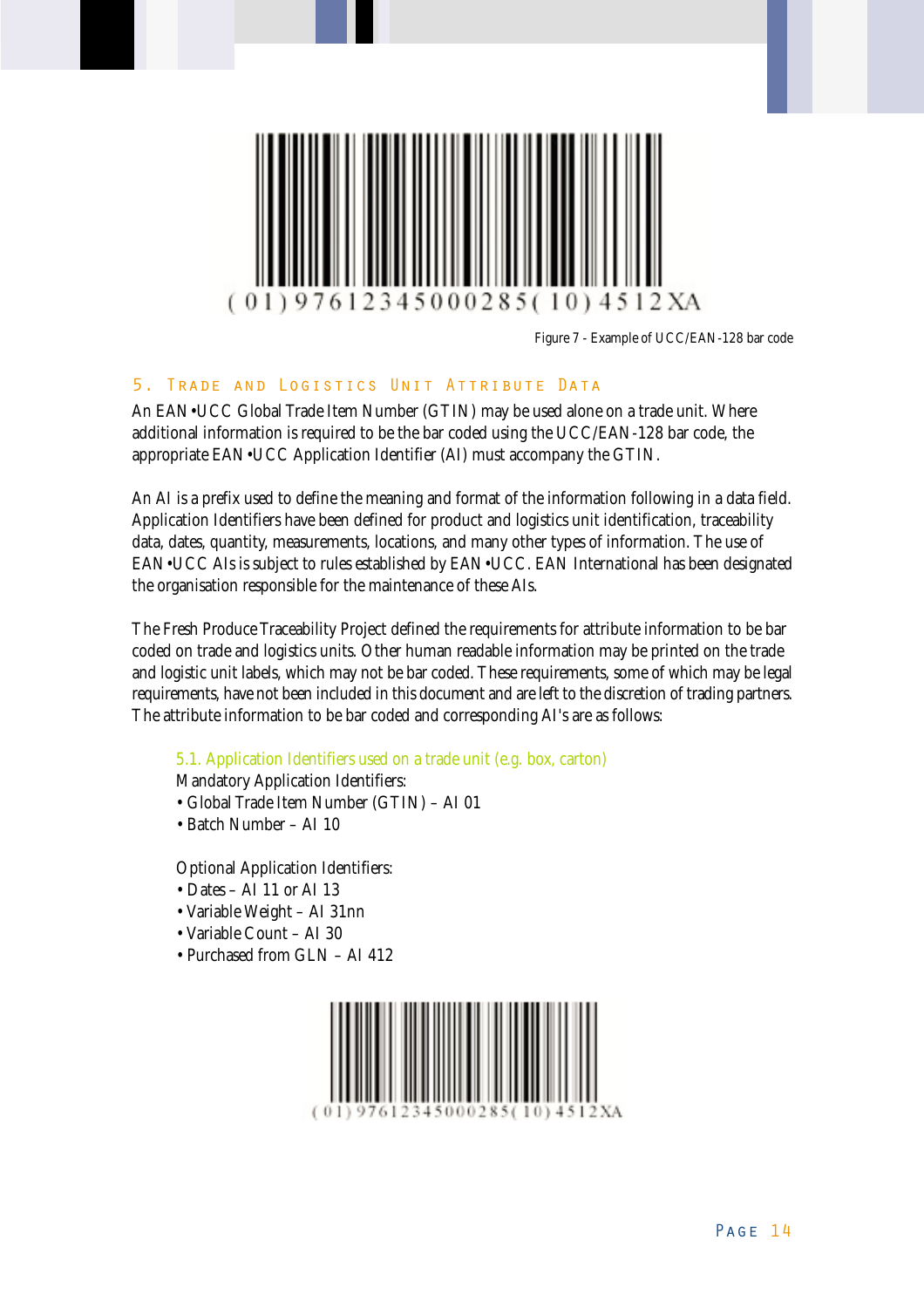(01)97612345000285(10)4512XA

Figure 7 - Example of UCC/EAN-128 bar code

## 5. Trade and Logistics Unit Attribute Data

An EAN•UCC Global Trade Item Number (GTIN) may be used alone on a trade unit. Where additional information is required to be the bar coded using the UCC/EAN-128 bar code, the appropriate EAN•UCC Application Identifier (AI) must accompany the GTIN.

An AI is a prefix used to define the meaning and format of the information following in a data field. Application Identifiers have been defined for product and logistics unit identification, traceability data, dates, quantity, measurements, locations, and many other types of information. The use of EAN•UCC AIs is subject to rules established by EAN•UCC. EAN International has been designated the organisation responsible for the maintenance of these AIs.

The Fresh Produce Traceability Project defined the requirements for attribute information to be bar coded on trade and logistics units. Other human readable information may be printed on the trade and logistic unit labels, which may not be bar coded. These requirements, some of which may be legal requirements, have not been included in this document and are left to the discretion of trading partners. The attribute information to be bar coded and corresponding AI's are as follows:

### 5.1. Application Identifiers used on a trade unit (e.g. box, carton)

Mandatory Application Identifiers:

- Global Trade Item Number (GTIN) – AI 01
- Batch Number – AI 10

Optional Application Identifiers:

- Dates – AI 11 or AI 13
- Variable Weight – AI 31nn
- Variable Count – AI 30
- Purchased from GLN – AI 412

(01)97612345000285(10)4512XA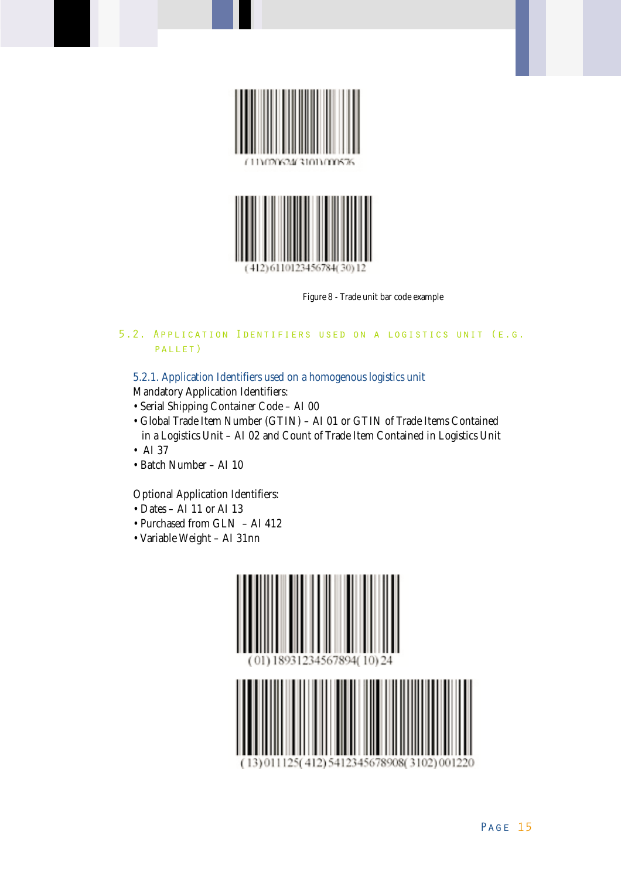(11)070624(3101)000576

(412)6110123456784(30)12

Figure 8 - Trade unit bar code example

## 5.2. Application Identifiers used on a logistics unit (e.g. pallet)

### 5.2.1. Application Identifiers used on a homogenous logistics unit

Mandatory Application Identifiers:

- Serial Shipping Container Code – AI 00
- Global Trade Item Number (GTIN) – AI 01 or GTIN of Trade Items Contained in a Logistics Unit – AI 02 and Count of Trade Item Contained in Logistics Unit
- AI 37
- Batch Number – AI 10

Optional Application Identifiers:

- Dates – AI 11 or AI 13
- Purchased from GLN – AI 412
- Variable Weight – AI 31nn

(01)18931234567894(10)24

(13)011125(412)5412345678908(3102)001220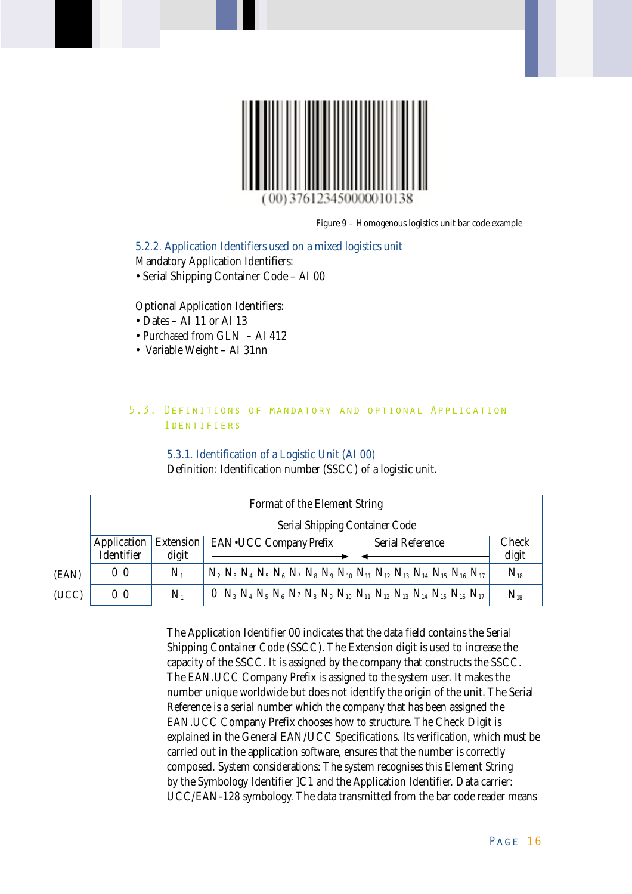(00) 376123450000010138

Figure 9 – Homogenous logistics unit bar code example

### 5.2.2. Application Identifiers used on a mixed logistics unit

Mandatory Application Identifiers:

- Serial Shipping Container Code – AI 00

Optional Application Identifiers:

- Dates – AI 11 or AI 13
- Purchased from GLN – AI 412
- Variable Weight – AI 31nn

## 5.3. Definitions of mandatory and optional Application Identifiers

### 5.3.1. Identification of a Logistic Unit (AI 00)

Definition: Identification number (SSCC) of a logistic unit.

| | Format of the Element String | | | | |
|---|---|---|---|---|---|
| | | Serial Shipping Container Code | | | |
| | Application Identifier | Extension digit | EAN•UCC Company Prefix → | ← Serial Reference | Check digit |
| (EAN) | 0 0 | $N_1$ | $N_2$ $N_3$ $N_4$ $N_5$ $N_6$ $N_7$ $N_8$ $N_9$ $N_{10}$ $N_{11}$ | $N_{12}$ $N_{13}$ $N_{14}$ $N_{15}$ $N_{16}$ $N_{17}$ | $N_{18}$ |
| (UCC) | 0 0 | $N_1$ | 0 $N_3$ $N_4$ $N_5$ $N_6$ $N_7$ $N_8$ $N_9$ $N_{10}$ $N_{11}$ | $N_{12}$ $N_{13}$ $N_{14}$ $N_{15}$ $N_{16}$ $N_{17}$ | $N_{18}$ |

The Application Identifier 00 indicates that the data field contains the Serial Shipping Container Code (SSCC). The Extension digit is used to increase the capacity of the SSCC. It is assigned by the company that constructs the SSCC. The EAN.UCC Company Prefix is assigned to the system user. It makes the number unique worldwide but does not identify the origin of the unit. The Serial Reference is a serial number which the company that has been assigned the EAN.UCC Company Prefix chooses how to structure. The Check Digit is explained in the General EAN/UCC Specifications. Its verification, which must be carried out in the application software, ensures that the number is correctly composed. System considerations: The system recognises this Element String by the Symbology Identifier ]C1 and the Application Identifier. Data carrier: UCC/EAN-128 symbology. The data transmitted from the bar code reader means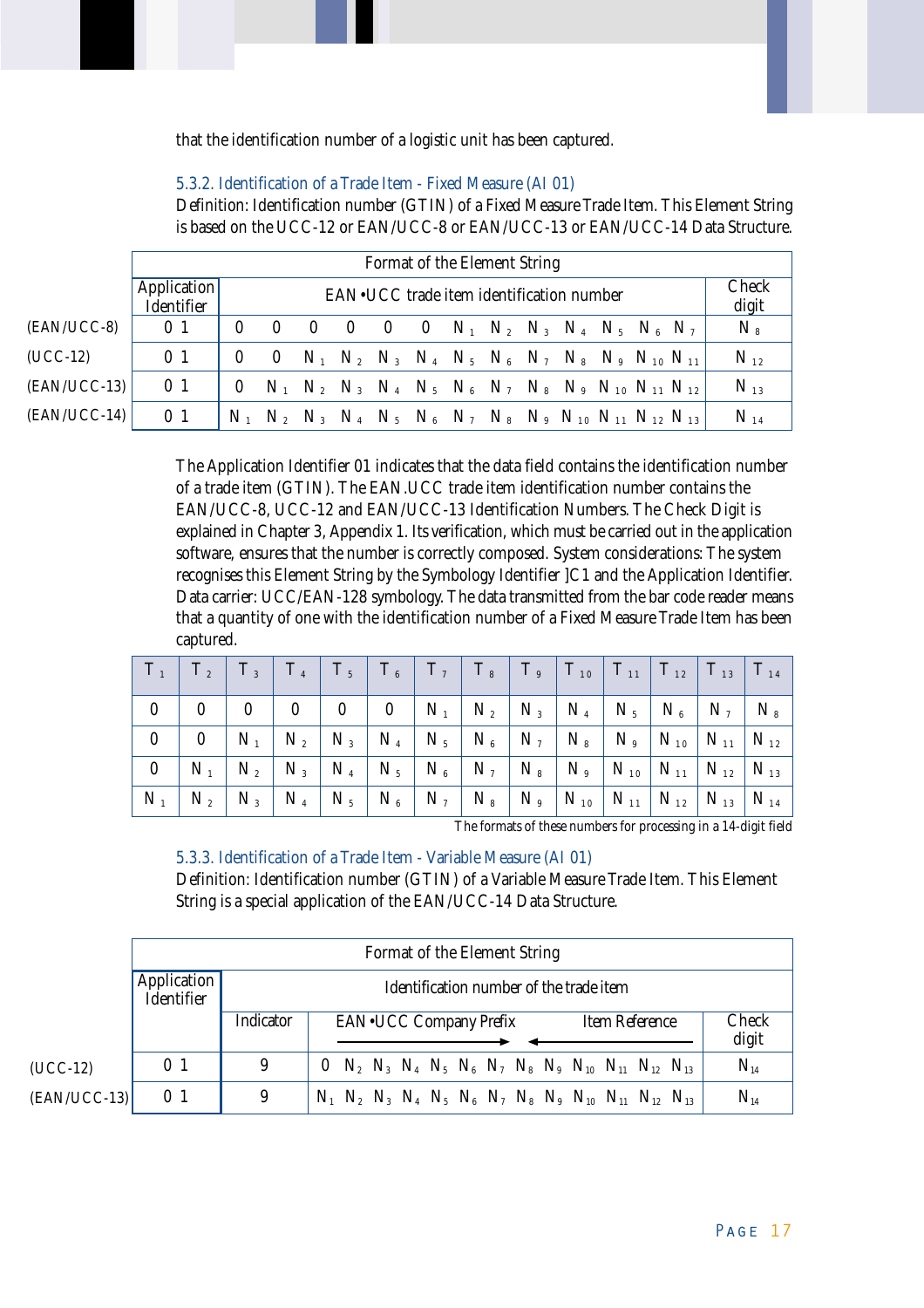that the identification number of a logistic unit has been captured.

### 5.3.2. Identification of a Trade Item - Fixed Measure (AI 01)

Definition: Identification number (GTIN) of a Fixed Measure Trade Item. This Element String is based on the UCC-12 or EAN/UCC-8 or EAN/UCC-13 or EAN/UCC-14 Data Structure.

| | Format of the Element String | | |
|---|---|---|---|
| | Application Identifier | EAN•UCC trade item identification number | Check digit |
| (EAN/UCC-8) | 0 1 | 0 0 0 0 0 0 $N_1$ $N_2$ $N_3$ $N_4$ $N_5$ $N_6$ $N_7$ | $N_8$ |
| (UCC-12) | 0 1 | 0 0 $N_1$ $N_2$ $N_3$ $N_4$ $N_5$ $N_6$ $N_7$ $N_8$ $N_9$ $N_{10}$ $N_{11}$ | $N_{12}$ |
| (EAN/UCC-13) | 0 1 | 0 $N_1$ $N_2$ $N_3$ $N_4$ $N_5$ $N_6$ $N_7$ $N_8$ $N_9$ $N_{10}$ $N_{11}$ $N_{12}$ | $N_{13}$ |
| (EAN/UCC-14) | 0 1 | $N_1$ $N_2$ $N_3$ $N_4$ $N_5$ $N_6$ $N_7$ $N_8$ $N_9$ $N_{10}$ $N_{11}$ $N_{12}$ $N_{13}$ | $N_{14}$ |

The Application Identifier 01 indicates that the data field contains the identification number of a trade item (GTIN). The EAN.UCC trade item identification number contains the EAN/UCC-8, UCC-12 and EAN/UCC-13 Identification Numbers. The Check Digit is explained in Chapter 3, Appendix 1. Its verification, which must be carried out in the application software, ensures that the number is correctly composed. System considerations: The system recognises this Element String by the Symbology Identifier ]C1 and the Application Identifier. Data carrier: UCC/EAN-128 symbology. The data transmitted from the bar code reader means that a quantity of one with the identification number of a Fixed Measure Trade Item has been captured.

| $T_1$ | $T_2$ | $T_3$ | $T_4$ | $T_5$ | $T_6$ | $T_7$ | $T_8$ | $T_9$ | $T_{10}$ | $T_{11}$ | $T_{12}$ | $T_{13}$ | $T_{14}$ |
|---|---|---|---|---|---|---|---|---|---|---|---|---|---|
| 0 | 0 | 0 | 0 | 0 | 0 | $N_1$ | $N_2$ | $N_3$ | $N_4$ | $N_5$ | $N_6$ | $N_7$ | $N_8$ |
| 0 | 0 | $N_1$ | $N_2$ | $N_3$ | $N_4$ | $N_5$ | $N_6$ | $N_7$ | $N_8$ | $N_9$ | $N_{10}$ | $N_{11}$ | $N_{12}$ |
| 0 | $N_1$ | $N_2$ | $N_3$ | $N_4$ | $N_5$ | $N_6$ | $N_7$ | $N_8$ | $N_9$ | $N_{10}$ | $N_{11}$ | $N_{12}$ | $N_{13}$ |
| $N_1$ | $N_2$ | $N_3$ | $N_4$ | $N_5$ | $N_6$ | $N_7$ | $N_8$ | $N_9$ | $N_{10}$ | $N_{11}$ | $N_{12}$ | $N_{13}$ | $N_{14}$ |

The formats of these numbers for processing in a 14-digit field

### 5.3.3. Identification of a Trade Item - Variable Measure (AI 01)

Definition: Identification number (GTIN) of a Variable Measure Trade Item. This Element String is a special application of the EAN/UCC-14 Data Structure.

| | Format of the Element String | | | |
|---|---|---|---|---|
| | Application Identifier | Identification number of the trade item | | |
| | | Indicator | EAN•UCC Company Prefix → ← Item Reference | Check digit |
| (UCC-12) | 0 1 | 9 | 0 $N_2$ $N_3$ $N_4$ $N_5$ $N_6$ $N_7$ $N_8$ $N_9$ $N_{10}$ $N_{11}$ $N_{12}$ $N_{13}$ | $N_{14}$ |
| (EAN/UCC-13) | 0 1 | 9 | $N_1$ $N_2$ $N_3$ $N_4$ $N_5$ $N_6$ $N_7$ $N_8$ $N_9$ $N_{10}$ $N_{11}$ $N_{12}$ $N_{13}$ | $N_{14}$ |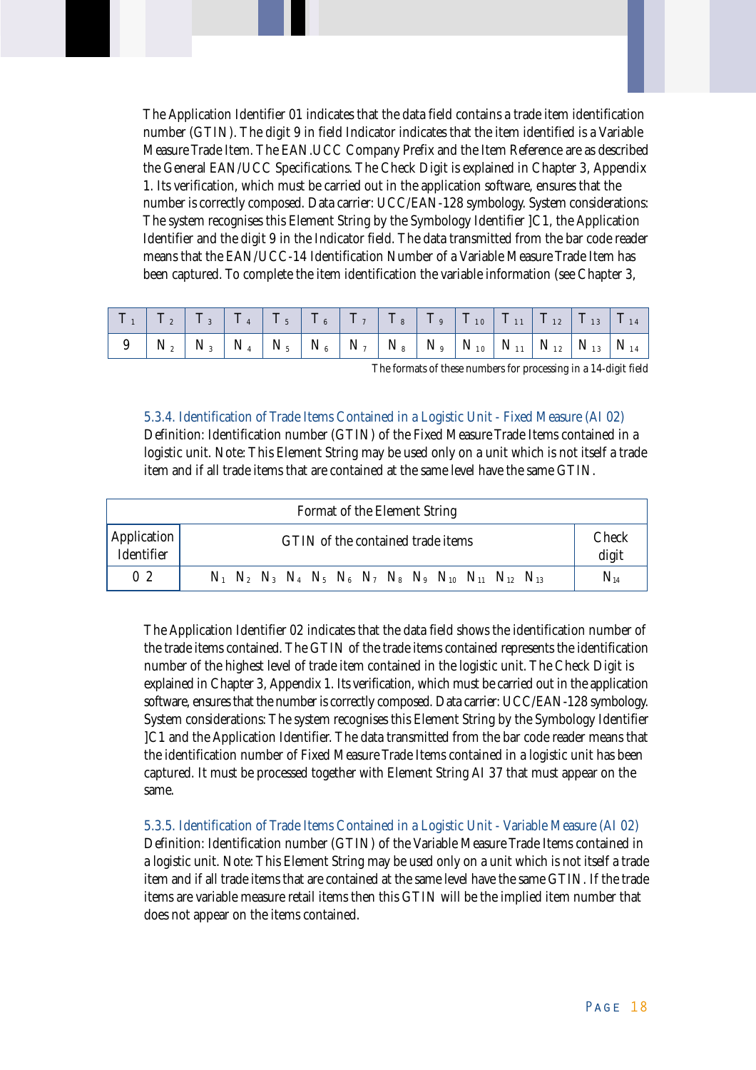The Application Identifier 01 indicates that the data field contains a trade item identification number (GTIN). The digit 9 in field Indicator indicates that the item identified is a Variable Measure Trade Item. The EAN.UCC Company Prefix and the Item Reference are as described the General EAN/UCC Specifications. The Check Digit is explained in Chapter 3, Appendix 1. Its verification, which must be carried out in the application software, ensures that the number is correctly composed. Data carrier: UCC/EAN-128 symbology. System considerations: The system recognises this Element String by the Symbology Identifier ]C1, the Application Identifier and the digit 9 in the Indicator field. The data transmitted from the bar code reader means that the EAN/UCC-14 Identification Number of a Variable Measure Trade Item has been captured. To complete the item identification the variable information (see Chapter 3,

| $T_1$ | $T_2$ | $T_3$ | $T_4$ | $T_5$ | $T_6$ | $T_7$ | $T_8$ | $T_9$ | $T_{10}$ | $T_{11}$ | $T_{12}$ | $T_{13}$ | $T_{14}$ |
|---|---|---|---|---|---|---|---|---|---|---|---|---|---|
| 9 | $N_2$ | $N_3$ | $N_4$ | $N_5$ | $N_6$ | $N_7$ | $N_8$ | $N_9$ | $N_{10}$ | $N_{11}$ | $N_{12}$ | $N_{13}$ | $N_{14}$ |

The formats of these numbers for processing in a 14-digit field

### 5.3.4. Identification of Trade Items Contained in a Logistic Unit - Fixed Measure (AI 02)

Definition: Identification number (GTIN) of the Fixed Measure Trade Items contained in a logistic unit. Note: This Element String may be used only on a unit which is not itself a trade item and if all trade items that are contained at the same level have the same GTIN.

| Format of the Element String | | |
|---|---|---|
| Application Identifier | GTIN of the contained trade items | Check digit |
| 0 2 | $N_1$ $N_2$ $N_3$ $N_4$ $N_5$ $N_6$ $N_7$ $N_8$ $N_9$ $N_{10}$ $N_{11}$ $N_{12}$ $N_{13}$ | $N_{14}$ |

The Application Identifier 02 indicates that the data field shows the identification number of the trade items contained. The GTIN of the trade items contained represents the identification number of the highest level of trade item contained in the logistic unit. The Check Digit is explained in Chapter 3, Appendix 1. Its verification, which must be carried out in the application software, ensures that the number is correctly composed. Data carrier: UCC/EAN-128 symbology. System considerations: The system recognises this Element String by the Symbology Identifier ]C1 and the Application Identifier. The data transmitted from the bar code reader means that the identification number of Fixed Measure Trade Items contained in a logistic unit has been captured. It must be processed together with Element String AI 37 that must appear on the same.

### 5.3.5. Identification of Trade Items Contained in a Logistic Unit - Variable Measure (AI 02)

Definition: Identification number (GTIN) of the Variable Measure Trade Items contained in a logistic unit. Note: This Element String may be used only on a unit which is not itself a trade item and if all trade items that are contained at the same level have the same GTIN. If the trade items are variable measure retail items then this GTIN will be the implied item number that does not appear on the items contained.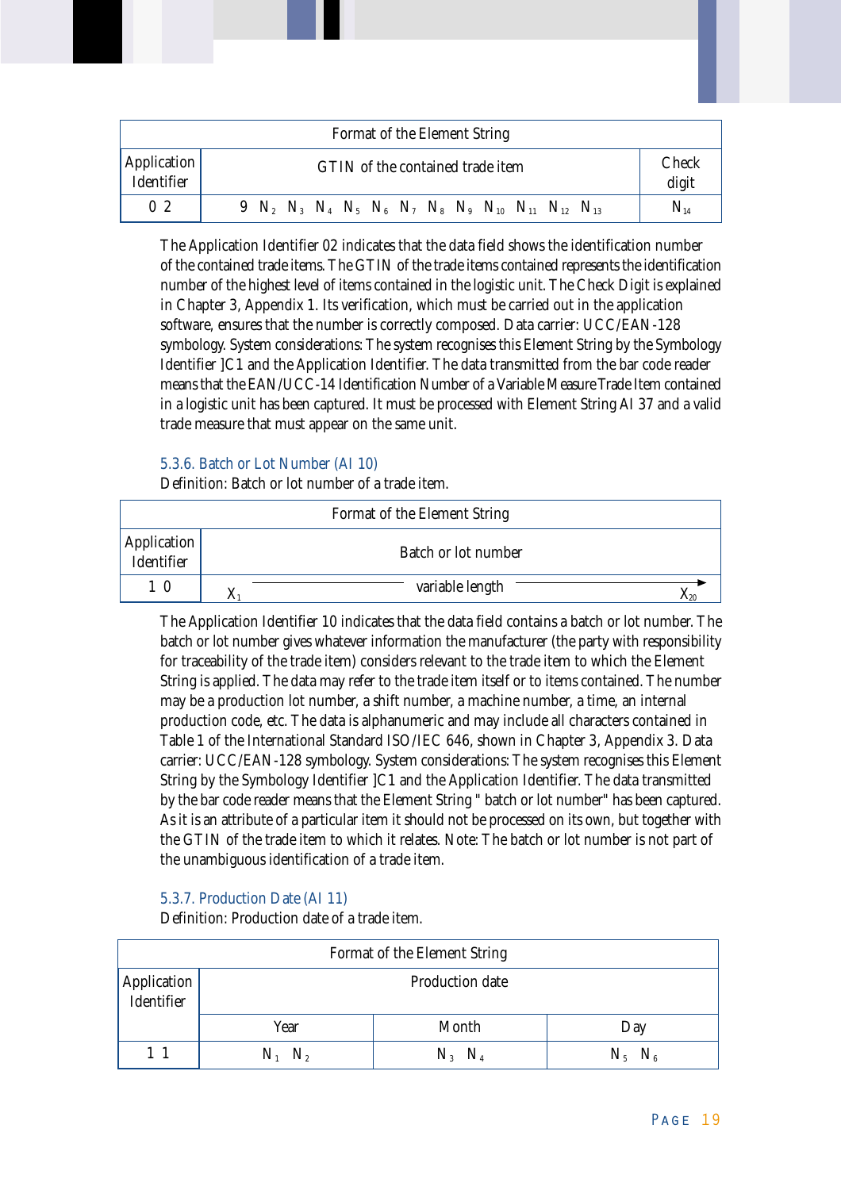| Format of the Element String | | |
|---|---|---|
| Application Identifier | GTIN of the contained trade item | Check digit |
| 0 2 | 9 $N_2$ $N_3$ $N_4$ $N_5$ $N_6$ $N_7$ $N_8$ $N_9$ $N_{10}$ $N_{11}$ $N_{12}$ $N_{13}$ | $N_{14}$ |

The Application Identifier 02 indicates that the data field shows the identification number of the contained trade items. The GTIN of the trade items contained represents the identification number of the highest level of items contained in the logistic unit. The Check Digit is explained in Chapter 3, Appendix 1. Its verification, which must be carried out in the application software, ensures that the number is correctly composed. Data carrier: UCC/EAN-128 symbology. System considerations: The system recognises this Element String by the Symbology Identifier ]C1 and the Application Identifier. The data transmitted from the bar code reader means that the EAN/UCC-14 Identification Number of a Variable Measure Trade Item contained in a logistic unit has been captured. It must be processed with Element String AI 37 and a valid trade measure that must appear on the same unit.

### 5.3.6. Batch or Lot Number (AI 10)

Definition: Batch or lot number of a trade item.

| Format of the Element String | |
|---|---|
| Application Identifier | Batch or lot number |
| 1 0 | $X_1$ ——— variable length ———→ $X_{20}$ |

The Application Identifier 10 indicates that the data field contains a batch or lot number. The batch or lot number gives whatever information the manufacturer (the party with responsibility for traceability of the trade item) considers relevant to the trade item to which the Element String is applied. The data may refer to the trade item itself or to items contained. The number may be a production lot number, a shift number, a machine number, a time, an internal production code, etc. The data is alphanumeric and may include all characters contained in Table 1 of the International Standard ISO/IEC 646, shown in Chapter 3, Appendix 3. Data carrier: UCC/EAN-128 symbology. System considerations: The system recognises this Element String by the Symbology Identifier ]C1 and the Application Identifier. The data transmitted by the bar code reader means that the Element String " batch or lot number" has been captured. As it is an attribute of a particular item it should not be processed on its own, but together with the GTIN of the trade item to which it relates. Note: The batch or lot number is not part of the unambiguous identification of a trade item.

### 5.3.7. Production Date (AI 11)

Definition: Production date of a trade item.

| Format of the Element String | | | |
|---|---|---|---|
| Application Identifier | Production date | | |
| | Year | Month | Day |
| 1 1 | $N_1$ $N_2$ | $N_3$ $N_4$ | $N_5$ $N_6$ |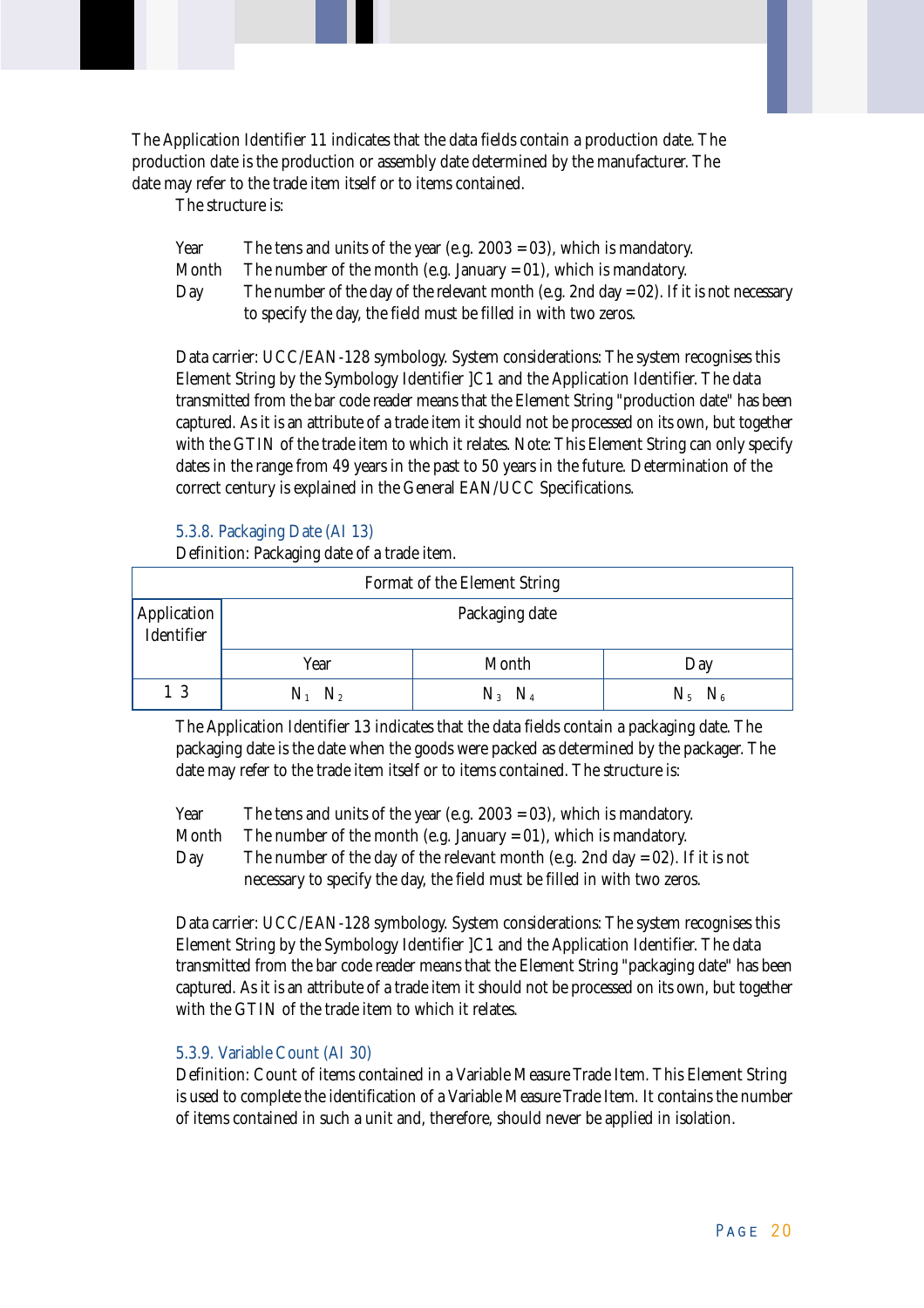The Application Identifier 11 indicates that the data fields contain a production date. The production date is the production or assembly date determined by the manufacturer. The date may refer to the trade item itself or to items contained.

The structure is:

Year   The tens and units of the year (e.g. 2003 = 03), which is mandatory.

Month   The number of the month (e.g. January = 01), which is mandatory.

Day   The number of the day of the relevant month (e.g. 2nd day = 02). If it is not necessary to specify the day, the field must be filled in with two zeros.

Data carrier: UCC/EAN-128 symbology. System considerations: The system recognises this Element String by the Symbology Identifier ]C1 and the Application Identifier. The data transmitted from the bar code reader means that the Element String "production date" has been captured. As it is an attribute of a trade item it should not be processed on its own, but together with the GTIN of the trade item to which it relates. Note: This Element String can only specify dates in the range from 49 years in the past to 50 years in the future. Determination of the correct century is explained in the General EAN/UCC Specifications.

### 5.3.8. Packaging Date (AI 13)

Definition: Packaging date of a trade item.

| Format of the Element String | | | |
|---|---|---|---|
| Application Identifier | Packaging date | | |
| | Year | Month | Day |
| 1 3 | $N_1$ $N_2$ | $N_3$ $N_4$ | $N_5$ $N_6$ |

The Application Identifier 13 indicates that the data fields contain a packaging date. The packaging date is the date when the goods were packed as determined by the packager. The date may refer to the trade item itself or to items contained. The structure is:

Year   The tens and units of the year (e.g. 2003 = 03), which is mandatory.

Month   The number of the month (e.g. January = 01), which is mandatory.

Day   The number of the day of the relevant month (e.g. 2nd day = 02). If it is not necessary to specify the day, the field must be filled in with two zeros.

Data carrier: UCC/EAN-128 symbology. System considerations: The system recognises this Element String by the Symbology Identifier ]C1 and the Application Identifier. The data transmitted from the bar code reader means that the Element String "packaging date" has been captured. As it is an attribute of a trade item it should not be processed on its own, but together with the GTIN of the trade item to which it relates.

### 5.3.9. Variable Count (AI 30)

Definition: Count of items contained in a Variable Measure Trade Item. This Element String is used to complete the identification of a Variable Measure Trade Item. It contains the number of items contained in such a unit and, therefore, should never be applied in isolation.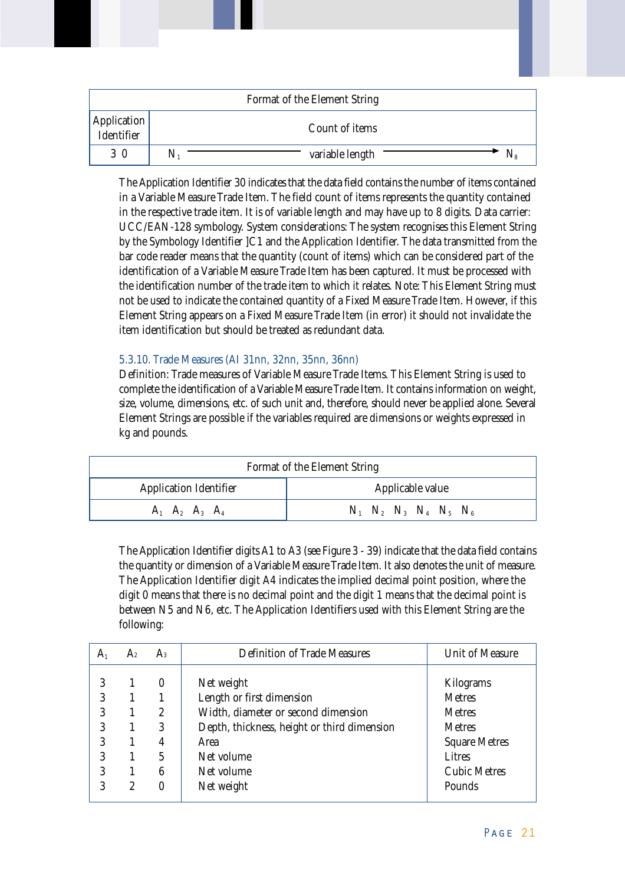| Format of the Element String | |
|---|---|
| Application Identifier | Count of items |
| 3 0 | $N_1$ ——— variable length ———→ $N_8$ |

The Application Identifier 30 indicates that the data field contains the number of items contained in a Variable Measure Trade Item. The field count of items represents the quantity contained in the respective trade item. It is of variable length and may have up to 8 digits. Data carrier: UCC/EAN-128 symbology. System considerations: The system recognises this Element String by the Symbology Identifier ]C1 and the Application Identifier. The data transmitted from the bar code reader means that the quantity (count of items) which can be considered part of the identification of a Variable Measure Trade Item has been captured. It must be processed with the identification number of the trade item to which it relates. Note: This Element String must not be used to indicate the contained quantity of a Fixed Measure Trade Item. However, if this Element String appears on a Fixed Measure Trade Item (in error) it should not invalidate the item identification but should be treated as redundant data.

### 5.3.10. Trade Measures (AI 31nn, 32nn, 35nn, 36nn)

Definition: Trade measures of Variable Measure Trade Items. This Element String is used to complete the identification of a Variable Measure Trade Item. It contains information on weight, size, volume, dimensions, etc. of such unit and, therefore, should never be applied alone. Several Element Strings are possible if the variables required are dimensions or weights expressed in kg and pounds.

| Format of the Element String | |
|---|---|
| Application Identifier | Applicable value |
| $A_1$ $A_2$ $A_3$ $A_4$ | $N_1$ $N_2$ $N_3$ $N_4$ $N_5$ $N_6$ |

The Application Identifier digits A1 to A3 (see Figure 3 - 39) indicate that the data field contains the quantity or dimension of a Variable Measure Trade Item. It also denotes the unit of measure. The Application Identifier digit A4 indicates the implied decimal point position, where the digit 0 means that there is no decimal point and the digit 1 means that the decimal point is between N5 and N6, etc. The Application Identifiers used with this Element String are the following:

| $A_1$ | $A_2$ | $A_3$ | Definition of Trade Measures | Unit of Measure |
|---|---|---|---|---|
| 3 | 1 | 0 | Net weight | Kilograms |
| 3 | 1 | 1 | Length or first dimension | Metres |
| 3 | 1 | 2 | Width, diameter or second dimension | Metres |
| 3 | 1 | 3 | Depth, thickness, height or third dimension | Metres |
| 3 | 1 | 4 | Area | Square Metres |
| 3 | 1 | 5 | Net volume | Litres |
| 3 | 1 | 6 | Net volume | Cubic Metres |
| 3 | 2 | 0 | Net weight | Pounds |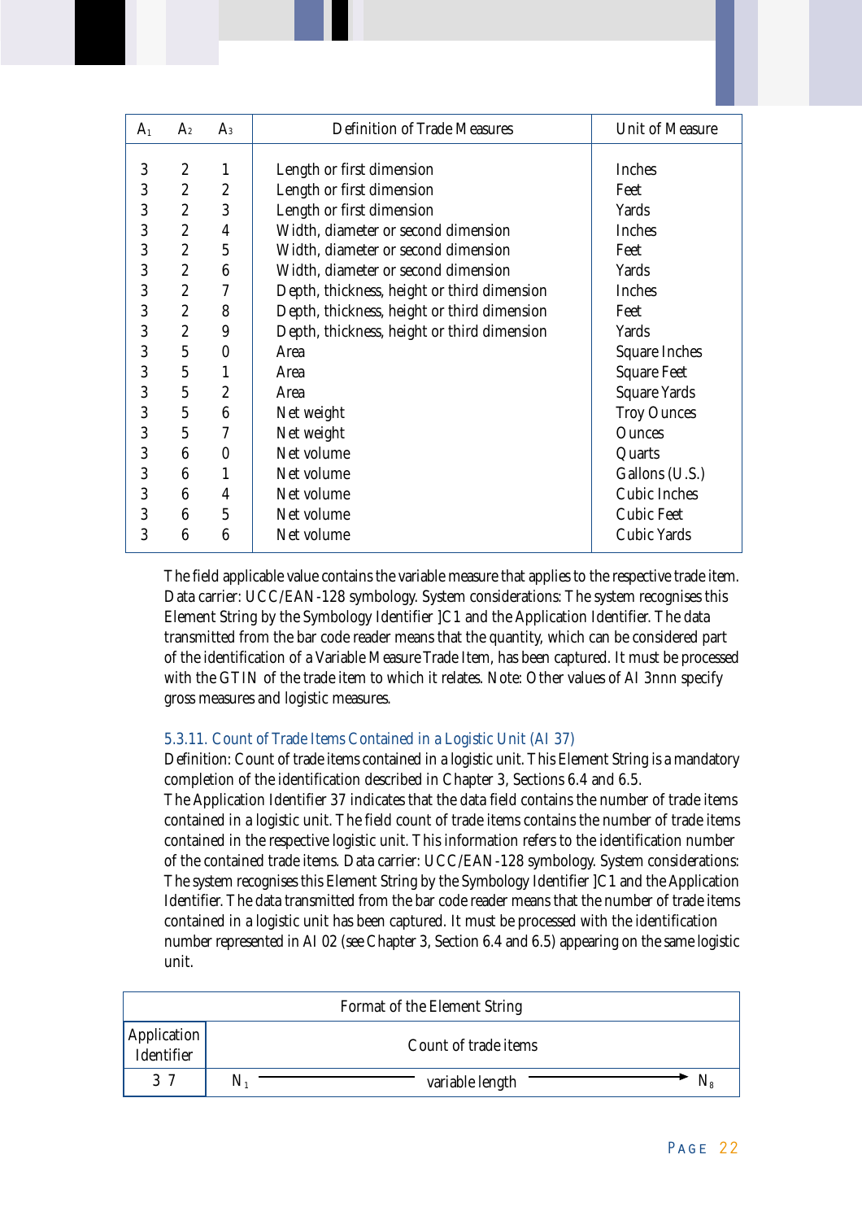| $A_1$ | $A_2$ | $A_3$ | Definition of Trade Measures | Unit of Measure |
|---|---|---|---|---|
| 3 | 2 | 1 | Length or first dimension | Inches |
| 3 | 2 | 2 | Length or first dimension | Feet |
| 3 | 2 | 3 | Length or first dimension | Yards |
| 3 | 2 | 4 | Width, diameter or second dimension | Inches |
| 3 | 2 | 5 | Width, diameter or second dimension | Feet |
| 3 | 2 | 6 | Width, diameter or second dimension | Yards |
| 3 | 2 | 7 | Depth, thickness, height or third dimension | Inches |
| 3 | 2 | 8 | Depth, thickness, height or third dimension | Feet |
| 3 | 2 | 9 | Depth, thickness, height or third dimension | Yards |
| 3 | 5 | 0 | Area | Square Inches |
| 3 | 5 | 1 | Area | Square Feet |
| 3 | 5 | 2 | Area | Square Yards |
| 3 | 5 | 6 | Net weight | Troy Ounces |
| 3 | 5 | 7 | Net weight | Ounces |
| 3 | 6 | 0 | Net volume | Quarts |
| 3 | 6 | 1 | Net volume | Gallons (U.S.) |
| 3 | 6 | 4 | Net volume | Cubic Inches |
| 3 | 6 | 5 | Net volume | Cubic Feet |
| 3 | 6 | 6 | Net volume | Cubic Yards |

The field applicable value contains the variable measure that applies to the respective trade item. Data carrier: UCC/EAN-128 symbology. System considerations: The system recognises this Element String by the Symbology Identifier ]C1 and the Application Identifier. The data transmitted from the bar code reader means that the quantity, which can be considered part of the identification of a Variable Measure Trade Item, has been captured. It must be processed with the GTIN of the trade item to which it relates. Note: Other values of AI 3nnn specify gross measures and logistic measures.

### 5.3.11. Count of Trade Items Contained in a Logistic Unit (AI 37)

Definition: Count of trade items contained in a logistic unit. This Element String is a mandatory completion of the identification described in Chapter 3, Sections 6.4 and 6.5.
The Application Identifier 37 indicates that the data field contains the number of trade items contained in a logistic unit. The field count of trade items contains the number of trade items contained in the respective logistic unit. This information refers to the identification number of the contained trade items. Data carrier: UCC/EAN-128 symbology. System considerations: The system recognises this Element String by the Symbology Identifier ]C1 and the Application Identifier. The data transmitted from the bar code reader means that the number of trade items contained in a logistic unit has been captured. It must be processed with the identification number represented in AI 02 (see Chapter 3, Section 6.4 and 6.5) appearing on the same logistic unit.

| Format of the Element String | |
|---|---|
| Application Identifier | Count of trade items |
| 3 7 | $N_1$ ——— variable length ———→ $N_8$ |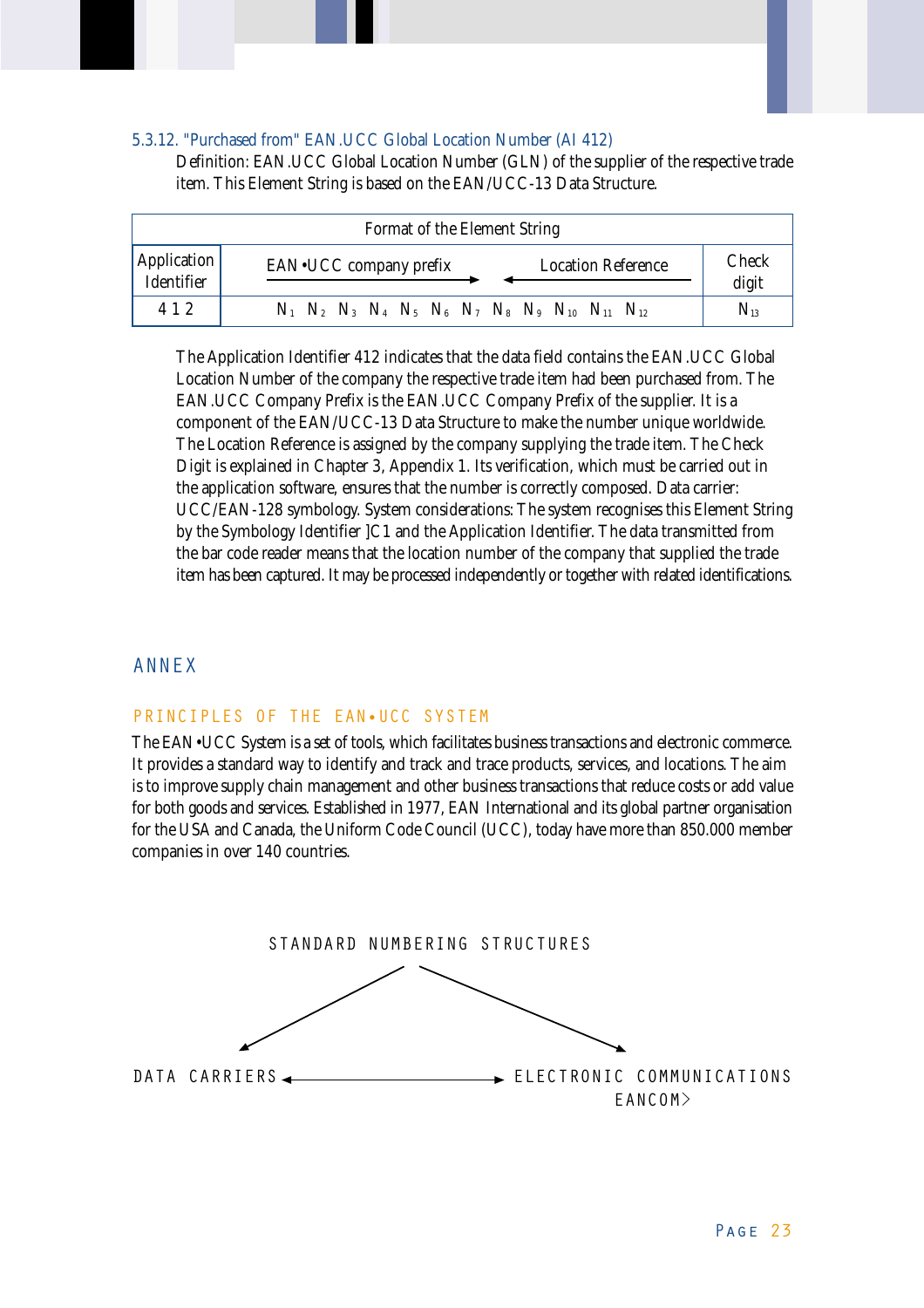### 5.3.12. "Purchased from" EAN.UCC Global Location Number (AI 412)

Definition: EAN.UCC Global Location Number (GLN) of the supplier of the respective trade item. This Element String is based on the EAN/UCC-13 Data Structure.

| Format of the Element String | | |
|---|---|---|
| Application Identifier | EAN•UCC company prefix → ← Location Reference | Check digit |
| 4 1 2 | $N_1$ $N_2$ $N_3$ $N_4$ $N_5$ $N_6$ $N_7$ $N_8$ $N_9$ $N_{10}$ $N_{11}$ $N_{12}$ | $N_{13}$ |

The Application Identifier 412 indicates that the data field contains the EAN.UCC Global Location Number of the company the respective trade item had been purchased from. The EAN.UCC Company Prefix is the EAN.UCC Company Prefix of the supplier. It is a component of the EAN/UCC-13 Data Structure to make the number unique worldwide. The Location Reference is assigned by the company supplying the trade item. The Check Digit is explained in Chapter 3, Appendix 1. Its verification, which must be carried out in the application software, ensures that the number is correctly composed. Data carrier: UCC/EAN-128 symbology. System considerations: The system recognises this Element String by the Symbology Identifier ]C1 and the Application Identifier. The data transmitted from the bar code reader means that the location number of the company that supplied the trade item has been captured. It may be processed independently or together with related identifications.

# ANNEX

## PRINCIPLES OF THE EAN•UCC SYSTEM

The EAN•UCC System is a set of tools, which facilitates business transactions and electronic commerce. It provides a standard way to identify and track and trace products, services, and locations. The aim is to improve supply chain management and other business transactions that reduce costs or add value for both goods and services. Established in 1977, EAN International and its global partner organisation for the USA and Canada, the Uniform Code Council (UCC), today have more than 850.000 member companies in over 140 countries.

STANDARD NUMBERING STRUCTURES

DATA CARRIERS ↔ ELECTRONIC COMMUNICATIONS EANCOM®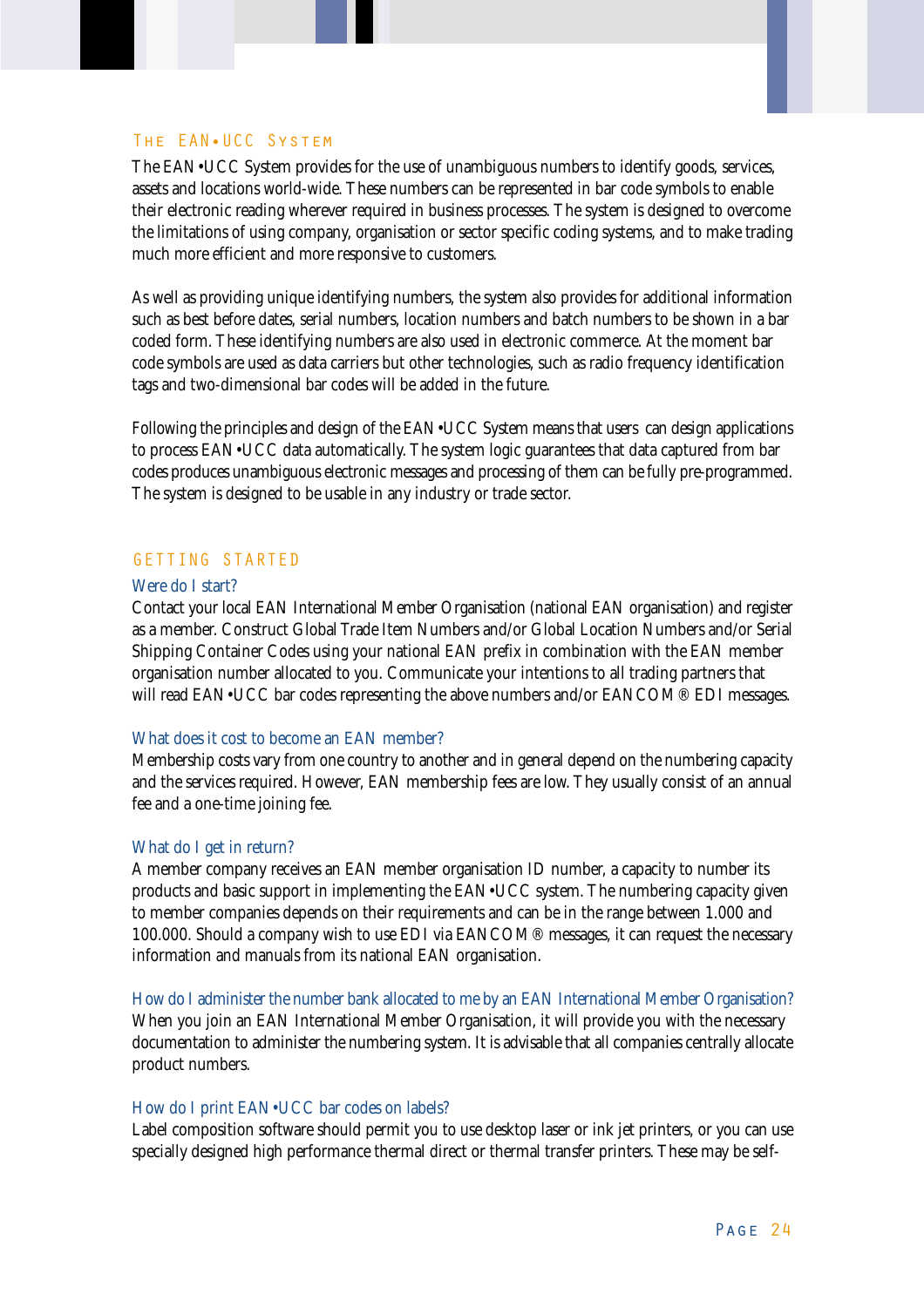## The EAN•UCC System

The EAN•UCC System provides for the use of unambiguous numbers to identify goods, services, assets and locations world-wide. These numbers can be represented in bar code symbols to enable their electronic reading wherever required in business processes. The system is designed to overcome the limitations of using company, organisation or sector specific coding systems, and to make trading much more efficient and more responsive to customers.

As well as providing unique identifying numbers, the system also provides for additional information such as best before dates, serial numbers, location numbers and batch numbers to be shown in a bar coded form. These identifying numbers are also used in electronic commerce. At the moment bar code symbols are used as data carriers but other technologies, such as radio frequency identification tags and two-dimensional bar codes will be added in the future.

Following the principles and design of the EAN•UCC System means that users can design applications to process EAN•UCC data automatically. The system logic guarantees that data captured from bar codes produces unambiguous electronic messages and processing of them can be fully pre-programmed. The system is designed to be usable in any industry or trade sector.

## Getting Started

### Were do I start?

Contact your local EAN International Member Organisation (national EAN organisation) and register as a member. Construct Global Trade Item Numbers and/or Global Location Numbers and/or Serial Shipping Container Codes using your national EAN prefix in combination with the EAN member organisation number allocated to you. Communicate your intentions to all trading partners that will read EAN•UCC bar codes representing the above numbers and/or EANCOM® EDI messages.

### What does it cost to become an EAN member?

Membership costs vary from one country to another and in general depend on the numbering capacity and the services required. However, EAN membership fees are low. They usually consist of an annual fee and a one-time joining fee.

### What do I get in return?

A member company receives an EAN member organisation ID number, a capacity to number its products and basic support in implementing the EAN•UCC system. The numbering capacity given to member companies depends on their requirements and can be in the range between 1.000 and 100.000. Should a company wish to use EDI via EANCOM® messages, it can request the necessary information and manuals from its national EAN organisation.

### How do I administer the number bank allocated to me by an EAN International Member Organisation?

When you join an EAN International Member Organisation, it will provide you with the necessary documentation to administer the numbering system. It is advisable that all companies centrally allocate product numbers.

### How do I print EAN•UCC bar codes on labels?

Label composition software should permit you to use desktop laser or ink jet printers, or you can use specially designed high performance thermal direct or thermal transfer printers. These may be self-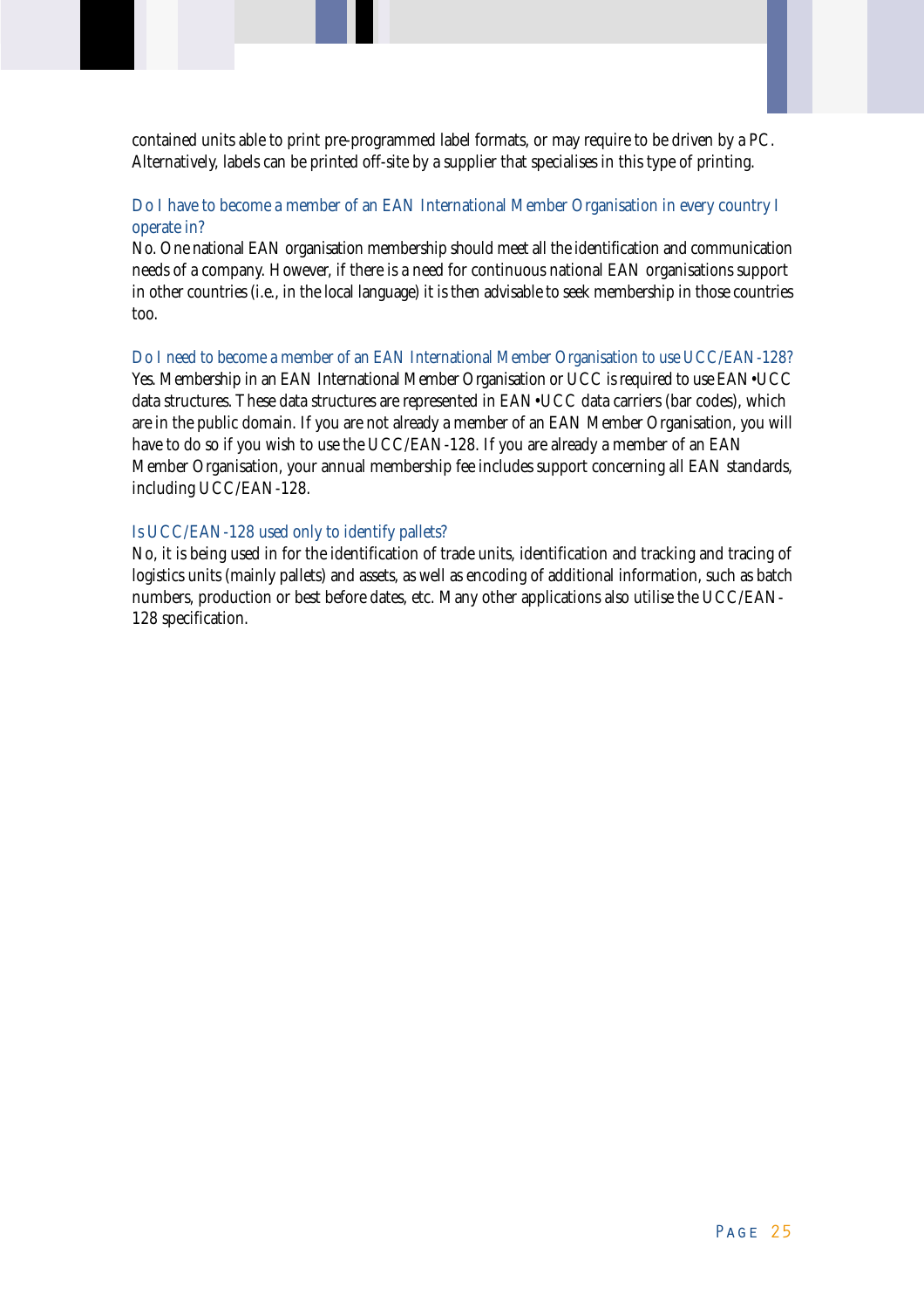contained units able to print pre-programmed label formats, or may require to be driven by a PC. Alternatively, labels can be printed off-site by a supplier that specialises in this type of printing.

### Do I have to become a member of an EAN International Member Organisation in every country I operate in?

No. One national EAN organisation membership should meet all the identification and communication needs of a company. However, if there is a need for continuous national EAN organisations support in other countries (i.e., in the local language) it is then advisable to seek membership in those countries too.

### Do I need to become a member of an EAN International Member Organisation to use UCC/EAN-128?

Yes. Membership in an EAN International Member Organisation or UCC is required to use EAN•UCC data structures. These data structures are represented in EAN•UCC data carriers (bar codes), which are in the public domain. If you are not already a member of an EAN Member Organisation, you will have to do so if you wish to use the UCC/EAN-128. If you are already a member of an EAN Member Organisation, your annual membership fee includes support concerning all EAN standards, including UCC/EAN-128.

### Is UCC/EAN-128 used only to identify pallets?

No, it is being used in for the identification of trade units, identification and tracking and tracing of logistics units (mainly pallets) and assets, as well as encoding of additional information, such as batch numbers, production or best before dates, etc. Many other applications also utilise the UCC/EAN-128 specification.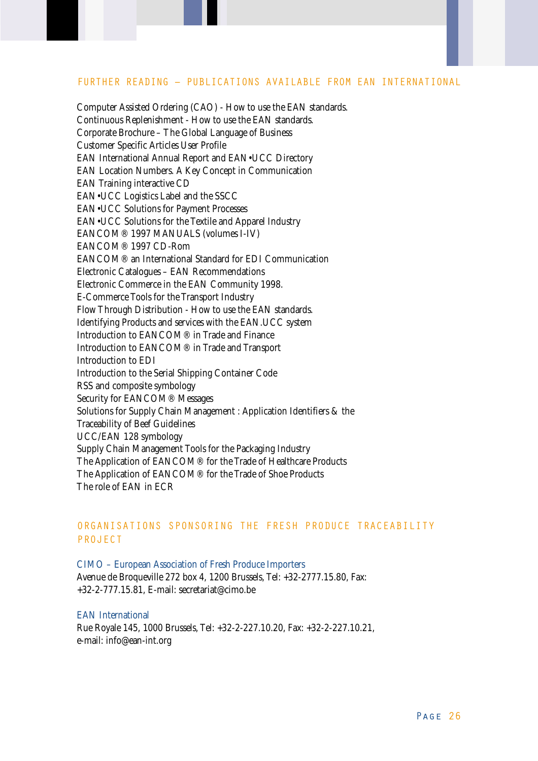## FURTHER READING – PUBLICATIONS AVAILABLE FROM EAN INTERNATIONAL

Computer Assisted Ordering (CAO) - How to use the EAN standards.
Continuous Replenishment - How to use the EAN standards.
Corporate Brochure – The Global Language of Business
Customer Specific Articles User Profile
EAN International Annual Report and EAN•UCC Directory
EAN Location Numbers. A Key Concept in Communication
EAN Training interactive CD
EAN•UCC Logistics Label and the SSCC
EAN•UCC Solutions for Payment Processes
EAN•UCC Solutions for the Textile and Apparel Industry
EANCOM® 1997 MANUALS (volumes I-IV)
EANCOM® 1997 CD-Rom
EANCOM® an International Standard for EDI Communication
Electronic Catalogues – EAN Recommendations
Electronic Commerce in the EAN Community 1998.
E-Commerce Tools for the Transport Industry
Flow Through Distribution - How to use the EAN standards.
Identifying Products and services with the EAN.UCC system
Introduction to EANCOM® in Trade and Finance
Introduction to EANCOM® in Trade and Transport
Introduction to EDI
Introduction to the Serial Shipping Container Code
RSS and composite symbology
Security for EANCOM® Messages
Solutions for Supply Chain Management : Application Identifiers & the
Traceability of Beef Guidelines
UCC/EAN 128 symbology
Supply Chain Management Tools for the Packaging Industry
The Application of EANCOM® for the Trade of Healthcare Products
The Application of EANCOM® for the Trade of Shoe Products
The role of EAN in ECR

## ORGANISATIONS SPONSORING THE FRESH PRODUCE TRACEABILITY PROJECT

CIMO – European Association of Fresh Produce Importers
Avenue de Broqueville 272 box 4, 1200 Brussels, Tel: +32-2777.15.80, Fax:
+32-2-777.15.81, E-mail: secretariat@cimo.be

EAN International
Rue Royale 145, 1000 Brussels, Tel: +32-2-227.10.20, Fax: +32-2-227.10.21,
e-mail: info@ean-int.org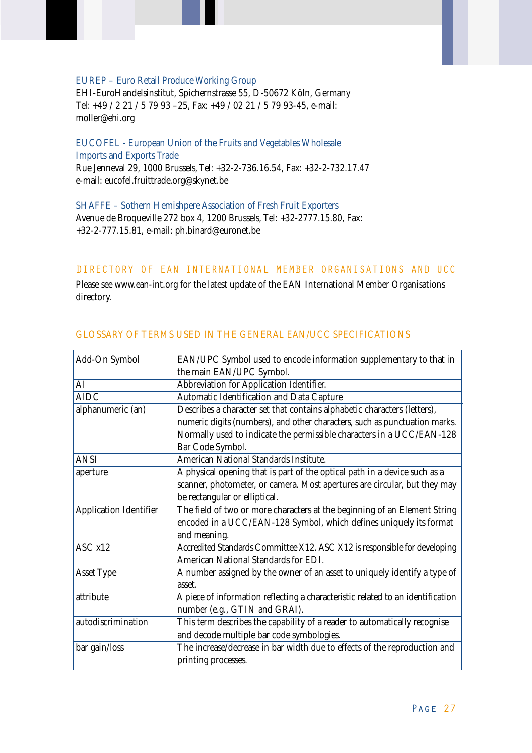EUREP – Euro Retail Produce Working Group
EHI-EuroHandelsinstitut, Spichernstrasse 55, D-50672 Köln, Germany
Tel: +49 / 2 21 / 5 79 93 –25, Fax: +49 / 02 21 / 5 79 93-45, e-mail:
moller@ehi.org

EUCOFEL - European Union of the Fruits and Vegetables Wholesale
Imports and Exports Trade
Rue Jenneval 29, 1000 Brussels, Tel: +32-2-736.16.54, Fax: +32-2-732.17.47
e-mail: eucofel.fruittrade.org@skynet.be

SHAFFE – Sothern Hemishpere Association of Fresh Fruit Exporters
Avenue de Broqueville 272 box 4, 1200 Brussels, Tel: +32-2777.15.80, Fax:
+32-2-777.15.81, e-mail: ph.binard@euronet.be

## DIRECTORY OF EAN INTERNATIONAL MEMBER ORGANISATIONS AND UCC

Please see www.ean-int.org for the latest update of the EAN International Member Organisations directory.

## GLOSSARY OF TERMS USED IN THE GENERAL EAN/UCC SPECIFICATIONS

| | |
|---|---|
| Add-On Symbol | EAN/UPC Symbol used to encode information supplementary to that in the main EAN/UPC Symbol. |
| AI | Abbreviation for Application Identifier. |
| AIDC | Automatic Identification and Data Capture |
| alphanumeric (an) | Describes a character set that contains alphabetic characters (letters), numeric digits (numbers), and other characters, such as punctuation marks. Normally used to indicate the permissible characters in a UCC/EAN-128 Bar Code Symbol. |
| ANSI | American National Standards Institute. |
| aperture | A physical opening that is part of the optical path in a device such as a scanner, photometer, or camera. Most apertures are circular, but they may be rectangular or elliptical. |
| Application Identifier | The field of two or more characters at the beginning of an Element String encoded in a UCC/EAN-128 Symbol, which defines uniquely its format and meaning. |
| ASC x12 | Accredited Standards Committee X12. ASC X12 is responsible for developing American National Standards for EDI. |
| Asset Type | A number assigned by the owner of an asset to uniquely identify a type of asset. |
| attribute | A piece of information reflecting a characteristic related to an identification number (e.g., GTIN and GRAI). |
| autodiscrimination | This term describes the capability of a reader to automatically recognise and decode multiple bar code symbologies. |
| bar gain/loss | The increase/decrease in bar width due to effects of the reproduction and printing processes. |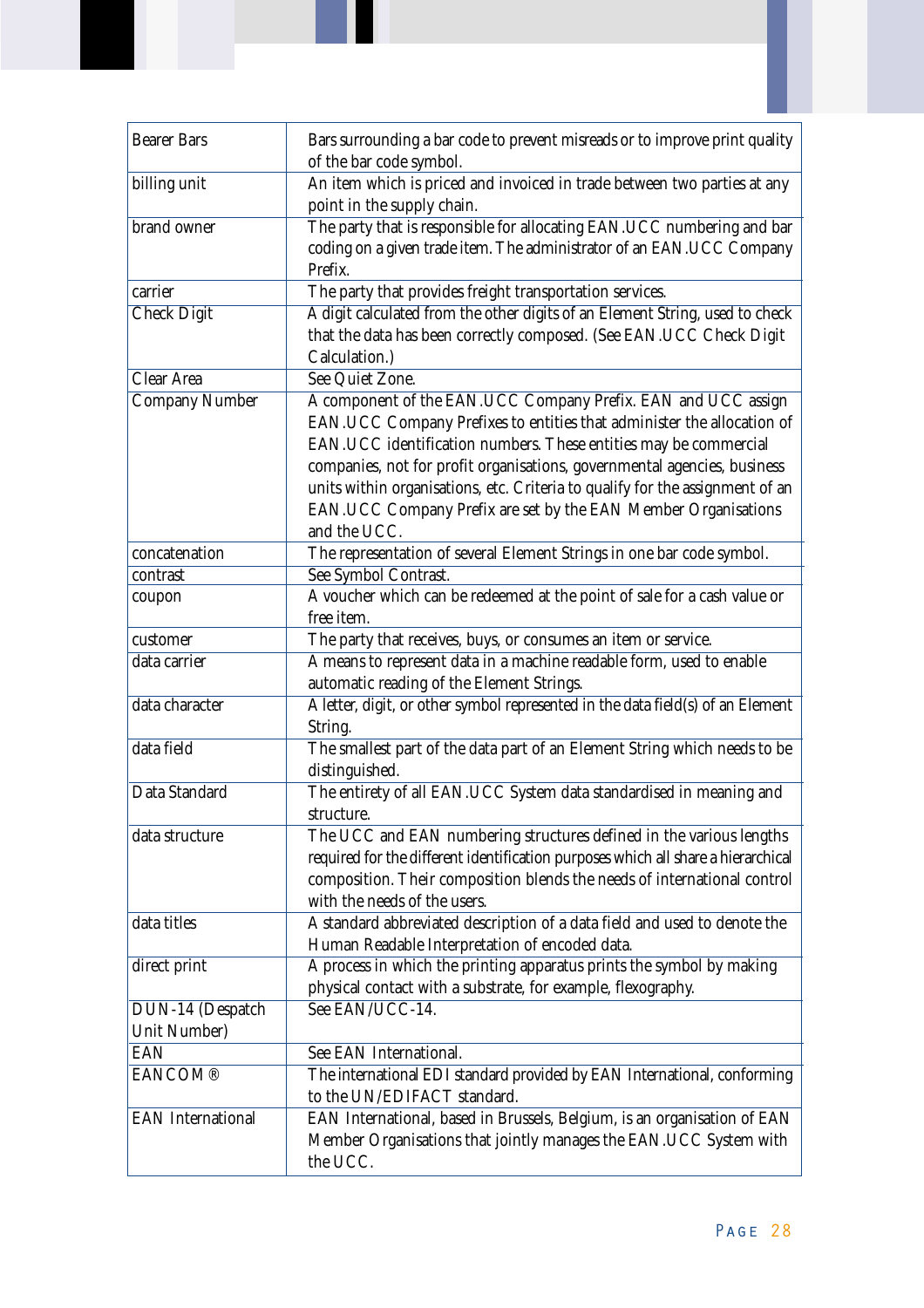| | |
|---|---|
| Bearer Bars | Bars surrounding a bar code to prevent misreads or to improve print quality of the bar code symbol. |
| billing unit | An item which is priced and invoiced in trade between two parties at any point in the supply chain. |
| brand owner | The party that is responsible for allocating EAN.UCC numbering and bar coding on a given trade item. The administrator of an EAN.UCC Company Prefix. |
| carrier | The party that provides freight transportation services. |
| Check Digit | A digit calculated from the other digits of an Element String, used to check that the data has been correctly composed. (See EAN.UCC Check Digit Calculation.) |
| Clear Area | See Quiet Zone. |
| Company Number | A component of the EAN.UCC Company Prefix. EAN and UCC assign EAN.UCC Company Prefixes to entities that administer the allocation of EAN.UCC identification numbers. These entities may be commercial companies, not for profit organisations, governmental agencies, business units within organisations, etc. Criteria to qualify for the assignment of an EAN.UCC Company Prefix are set by the EAN Member Organisations and the UCC. |
| concatenation | The representation of several Element Strings in one bar code symbol. |
| contrast | See Symbol Contrast. |
| coupon | A voucher which can be redeemed at the point of sale for a cash value or free item. |
| customer | The party that receives, buys, or consumes an item or service. |
| data carrier | A means to represent data in a machine readable form, used to enable automatic reading of the Element Strings. |
| data character | A letter, digit, or other symbol represented in the data field(s) of an Element String. |
| data field | The smallest part of the data part of an Element String which needs to be distinguished. |
| Data Standard | The entirety of all EAN.UCC System data standardised in meaning and structure. |
| data structure | The UCC and EAN numbering structures defined in the various lengths required for the different identification purposes which all share a hierarchical composition. Their composition blends the needs of international control with the needs of the users. |
| data titles | A standard abbreviated description of a data field and used to denote the Human Readable Interpretation of encoded data. |
| direct print | A process in which the printing apparatus prints the symbol by making physical contact with a substrate, for example, flexography. |
| DUN-14 (Despatch Unit Number) | See EAN/UCC-14. |
| EAN | See EAN International. |
| EANCOM® | The international EDI standard provided by EAN International, conforming to the UN/EDIFACT standard. |
| EAN International | EAN International, based in Brussels, Belgium, is an organisation of EAN Member Organisations that jointly manages the EAN.UCC System with the UCC. |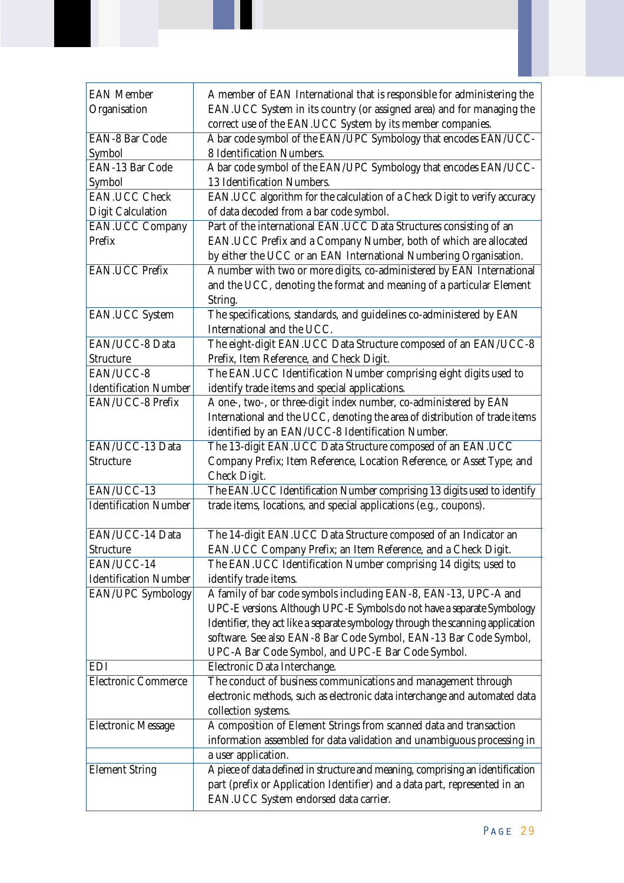| | |
|---|---|
| EAN Member Organisation | A member of EAN International that is responsible for administering the EAN.UCC System in its country (or assigned area) and for managing the correct use of the EAN.UCC System by its member companies. |
| EAN-8 Bar Code Symbol | A bar code symbol of the EAN/UPC Symbology that encodes EAN/UCC-8 Identification Numbers. |
| EAN-13 Bar Code Symbol | A bar code symbol of the EAN/UPC Symbology that encodes EAN/UCC-13 Identification Numbers. |
| EAN.UCC Check Digit Calculation | EAN.UCC algorithm for the calculation of a Check Digit to verify accuracy of data decoded from a bar code symbol. |
| EAN.UCC Company Prefix | Part of the international EAN.UCC Data Structures consisting of an EAN.UCC Prefix and a Company Number, both of which are allocated by either the UCC or an EAN International Numbering Organisation. |
| EAN.UCC Prefix | A number with two or more digits, co-administered by EAN International and the UCC, denoting the format and meaning of a particular Element String. |
| EAN.UCC System | The specifications, standards, and guidelines co-administered by EAN International and the UCC. |
| EAN/UCC-8 Data Structure | The eight-digit EAN.UCC Data Structure composed of an EAN/UCC-8 Prefix, Item Reference, and Check Digit. |
| EAN/UCC-8 Identification Number | The EAN.UCC Identification Number comprising eight digits used to identify trade items and special applications. |
| EAN/UCC-8 Prefix | A one-, two-, or three-digit index number, co-administered by EAN International and the UCC, denoting the area of distribution of trade items identified by an EAN/UCC-8 Identification Number. |
| EAN/UCC-13 Data Structure | The 13-digit EAN.UCC Data Structure composed of an EAN.UCC Company Prefix; Item Reference, Location Reference, or Asset Type; and Check Digit. |
| EAN/UCC-13 Identification Number | The EAN.UCC Identification Number comprising 13 digits used to identify trade items, locations, and special applications (e.g., coupons). |
| EAN/UCC-14 Data Structure | The 14-digit EAN.UCC Data Structure composed of an Indicator an EAN.UCC Company Prefix; an Item Reference, and a Check Digit. |
| EAN/UCC-14 Identification Number | The EAN.UCC Identification Number comprising 14 digits; used to identify trade items. |
| EAN/UPC Symbology | A family of bar code symbols including EAN-8, EAN-13, UPC-A and UPC-E versions. Although UPC-E Symbols do not have a separate Symbology Identifier, they act like a separate symbology through the scanning application software. See also EAN-8 Bar Code Symbol, EAN-13 Bar Code Symbol, UPC-A Bar Code Symbol, and UPC-E Bar Code Symbol. |
| EDI | Electronic Data Interchange. |
| Electronic Commerce | The conduct of business communications and management through electronic methods, such as electronic data interchange and automated data collection systems. |
| Electronic Message | A composition of Element Strings from scanned data and transaction information assembled for data validation and unambiguous processing in a user application. |
| Element String | A piece of data defined in structure and meaning, comprising an identification part (prefix or Application Identifier) and a data part, represented in an EAN.UCC System endorsed data carrier. |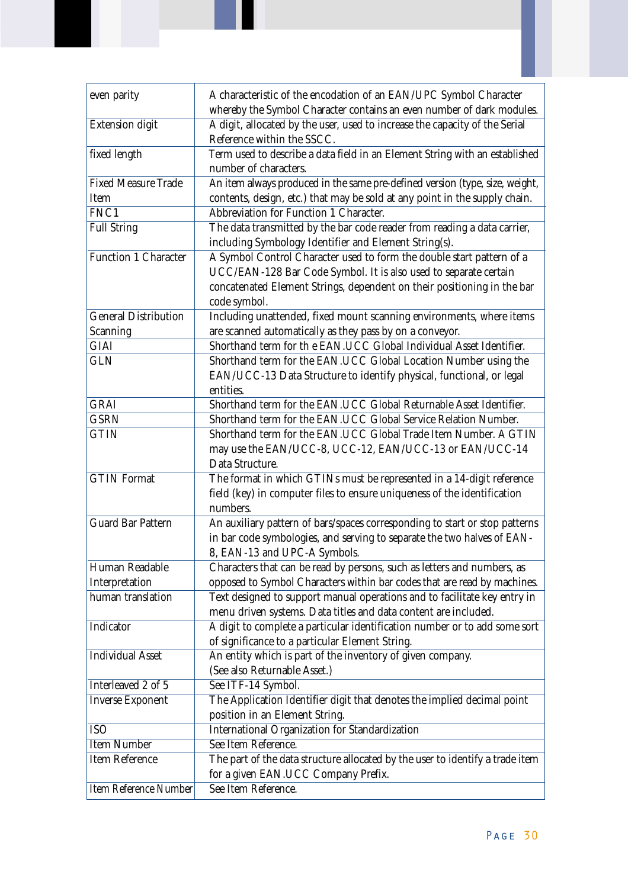| | |
|---|---|
| even parity | A characteristic of the encodation of an EAN/UPC Symbol Character whereby the Symbol Character contains an even number of dark modules. |
| Extension digit | A digit, allocated by the user, used to increase the capacity of the Serial Reference within the SSCC. |
| fixed length | Term used to describe a data field in an Element String with an established number of characters. |
| Fixed Measure Trade Item | An item always produced in the same pre-defined version (type, size, weight, contents, design, etc.) that may be sold at any point in the supply chain. |
| FNC1 | Abbreviation for Function 1 Character. |
| Full String | The data transmitted by the bar code reader from reading a data carrier, including Symbology Identifier and Element String(s). |
| Function 1 Character | A Symbol Control Character used to form the double start pattern of a UCC/EAN-128 Bar Code Symbol. It is also used to separate certain concatenated Element Strings, dependent on their positioning in the bar code symbol. |
| General Distribution Scanning | Including unattended, fixed mount scanning environments, where items are scanned automatically as they pass by on a conveyor. |
| GIAI | Shorthand term for th e EAN.UCC Global Individual Asset Identifier. |
| GLN | Shorthand term for the EAN.UCC Global Location Number using the EAN/UCC-13 Data Structure to identify physical, functional, or legal entities. |
| GRAI | Shorthand term for the EAN.UCC Global Returnable Asset Identifier. |
| GSRN | Shorthand term for the EAN.UCC Global Service Relation Number. |
| GTIN | Shorthand term for the EAN.UCC Global Trade Item Number. A GTIN may use the EAN/UCC-8, UCC-12, EAN/UCC-13 or EAN/UCC-14 Data Structure. |
| GTIN Format | The format in which GTINs must be represented in a 14-digit reference field (key) in computer files to ensure uniqueness of the identification numbers. |
| Guard Bar Pattern | An auxiliary pattern of bars/spaces corresponding to start or stop patterns in bar code symbologies, and serving to separate the two halves of EAN-8, EAN-13 and UPC-A Symbols. |
| Human Readable Interpretation | Characters that can be read by persons, such as letters and numbers, as opposed to Symbol Characters within bar codes that are read by machines. |
| human translation | Text designed to support manual operations and to facilitate key entry in menu driven systems. Data titles and data content are included. |
| Indicator | A digit to complete a particular identification number or to add some sort of significance to a particular Element String. |
| Individual Asset | An entity which is part of the inventory of given company.<br>(See also Returnable Asset.) |
| Interleaved 2 of 5 | See ITF-14 Symbol. |
| Inverse Exponent | The Application Identifier digit that denotes the implied decimal point position in an Element String. |
| ISO | International Organization for Standardization |
| Item Number | See Item Reference. |
| Item Reference | The part of the data structure allocated by the user to identify a trade item for a given EAN.UCC Company Prefix. |
| Item Reference Number | See Item Reference. |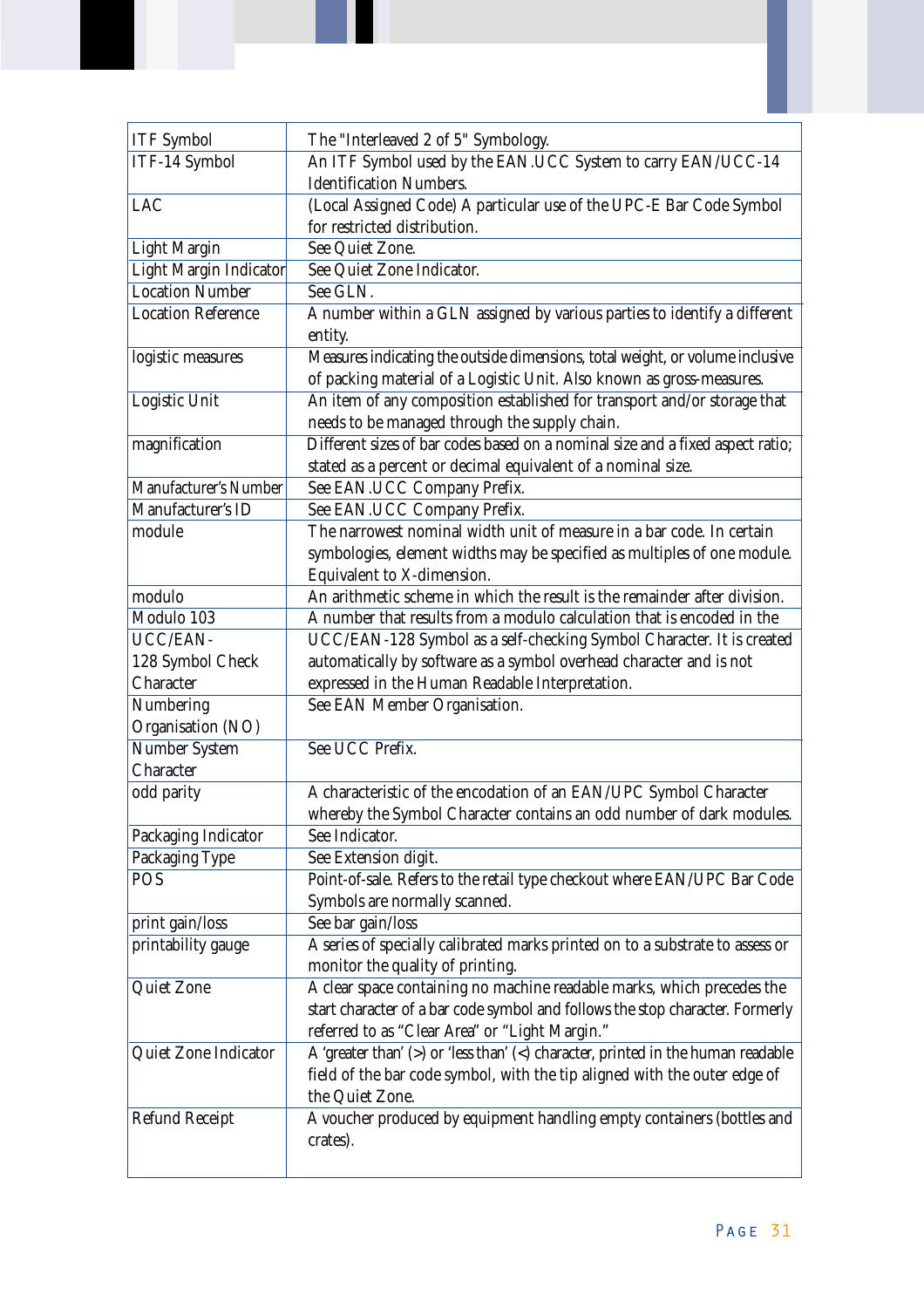| | |
|---|---|
| ITF Symbol | The "Interleaved 2 of 5" Symbology. |
| ITF-14 Symbol | An ITF Symbol used by the EAN.UCC System to carry EAN/UCC-14 Identification Numbers. |
| LAC | (Local Assigned Code) A particular use of the UPC-E Bar Code Symbol for restricted distribution. |
| Light Margin | See Quiet Zone. |
| Light Margin Indicator | See Quiet Zone Indicator. |
| Location Number | See GLN. |
| Location Reference | A number within a GLN assigned by various parties to identify a different entity. |
| logistic measures | Measures indicating the outside dimensions, total weight, or volume inclusive of packing material of a Logistic Unit. Also known as gross-measures. |
| Logistic Unit | An item of any composition established for transport and/or storage that needs to be managed through the supply chain. |
| magnification | Different sizes of bar codes based on a nominal size and a fixed aspect ratio; stated as a percent or decimal equivalent of a nominal size. |
| Manufacturer's Number | See EAN.UCC Company Prefix. |
| Manufacturer's ID | See EAN.UCC Company Prefix. |
| module | The narrowest nominal width unit of measure in a bar code. In certain symbologies, element widths may be specified as multiples of one module. Equivalent to X-dimension. |
| modulo | An arithmetic scheme in which the result is the remainder after division. |
| Modulo 103 | A number that results from a modulo calculation that is encoded in the |
| UCC/EAN-128 Symbol Check Character | UCC/EAN-128 Symbol as a self-checking Symbol Character. It is created automatically by software as a symbol overhead character and is not expressed in the Human Readable Interpretation. |
| Numbering Organisation (NO) | See EAN Member Organisation. |
| Number System Character | See UCC Prefix. |
| odd parity | A characteristic of the encodation of an EAN/UPC Symbol Character whereby the Symbol Character contains an odd number of dark modules. |
| Packaging Indicator | See Indicator. |
| Packaging Type | See Extension digit. |
| POS | Point-of-sale. Refers to the retail type checkout where EAN/UPC Bar Code Symbols are normally scanned. |
| print gain/loss | See bar gain/loss |
| printability gauge | A series of specially calibrated marks printed on to a substrate to assess or monitor the quality of printing. |
| Quiet Zone | A clear space containing no machine readable marks, which precedes the start character of a bar code symbol and follows the stop character. Formerly referred to as "Clear Area" or "Light Margin." |
| Quiet Zone Indicator | A 'greater than' (>) or 'less than' (<) character, printed in the human readable field of the bar code symbol, with the tip aligned with the outer edge of the Quiet Zone. |
| Refund Receipt | A voucher produced by equipment handling empty containers (bottles and crates). |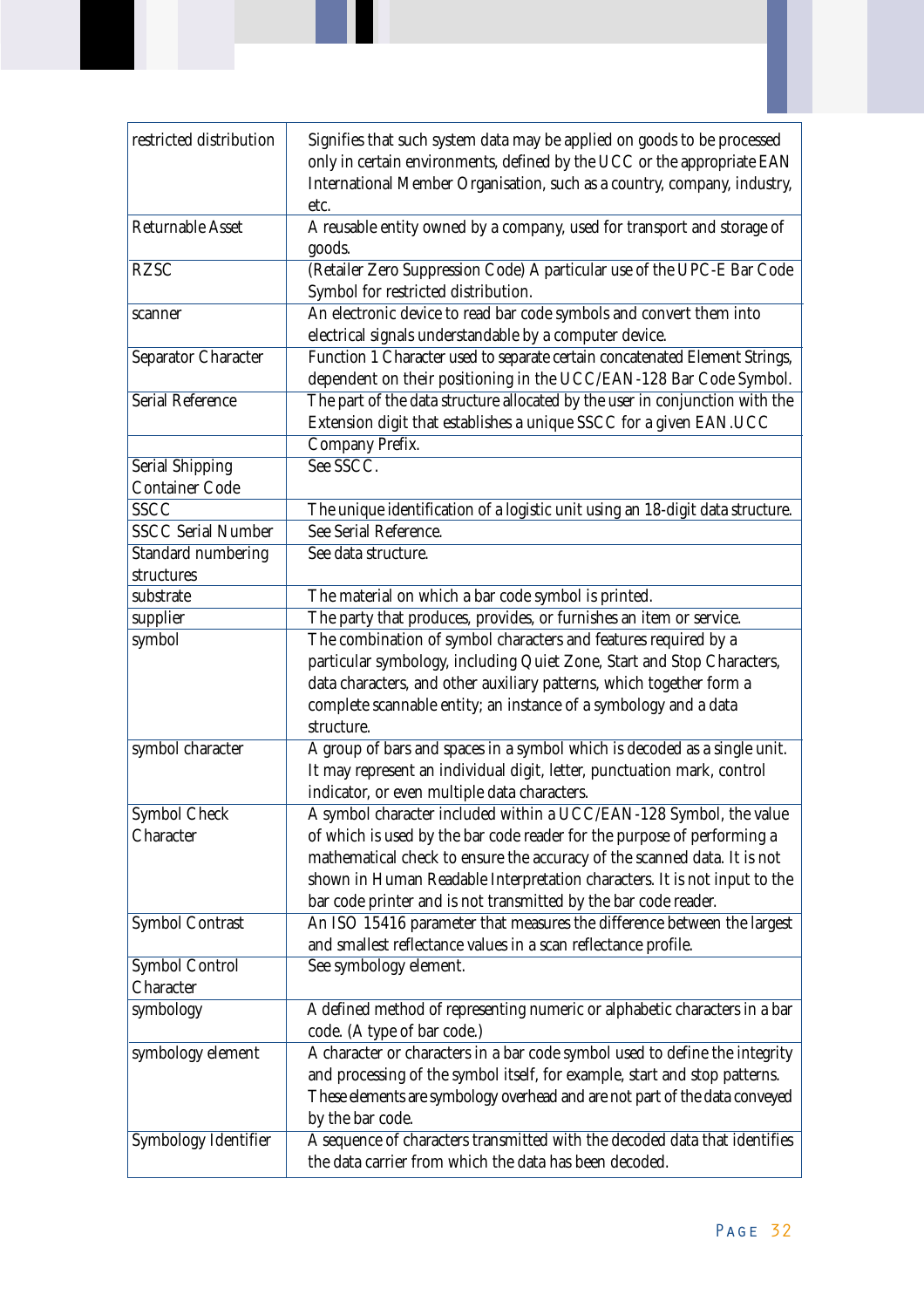| | |
|---|---|
| restricted distribution | Signifies that such system data may be applied on goods to be processed only in certain environments, defined by the UCC or the appropriate EAN International Member Organisation, such as a country, company, industry, etc. |
| Returnable Asset | A reusable entity owned by a company, used for transport and storage of goods. |
| RZSC | (Retailer Zero Suppression Code) A particular use of the UPC-E Bar Code Symbol for restricted distribution. |
| scanner | An electronic device to read bar code symbols and convert them into electrical signals understandable by a computer device. |
| Separator Character | Function 1 Character used to separate certain concatenated Element Strings, dependent on their positioning in the UCC/EAN-128 Bar Code Symbol. |
| Serial Reference | The part of the data structure allocated by the user in conjunction with the Extension digit that establishes a unique SSCC for a given EAN.UCC Company Prefix. |
| Serial Shipping Container Code | See SSCC. |
| SSCC | The unique identification of a logistic unit using an 18-digit data structure. |
| SSCC Serial Number | See Serial Reference. |
| Standard numbering structures | See data structure. |
| substrate | The material on which a bar code symbol is printed. |
| supplier | The party that produces, provides, or furnishes an item or service. |
| symbol | The combination of symbol characters and features required by a particular symbology, including Quiet Zone, Start and Stop Characters, data characters, and other auxiliary patterns, which together form a complete scannable entity; an instance of a symbology and a data structure. |
| symbol character | A group of bars and spaces in a symbol which is decoded as a single unit. It may represent an individual digit, letter, punctuation mark, control indicator, or even multiple data characters. |
| Symbol Check Character | A symbol character included within a UCC/EAN-128 Symbol, the value of which is used by the bar code reader for the purpose of performing a mathematical check to ensure the accuracy of the scanned data. It is not shown in Human Readable Interpretation characters. It is not input to the bar code printer and is not transmitted by the bar code reader. |
| Symbol Contrast | An ISO 15416 parameter that measures the difference between the largest and smallest reflectance values in a scan reflectance profile. |
| Symbol Control Character | See symbology element. |
| symbology | A defined method of representing numeric or alphabetic characters in a bar code. (A type of bar code.) |
| symbology element | A character or characters in a bar code symbol used to define the integrity and processing of the symbol itself, for example, start and stop patterns. These elements are symbology overhead and are not part of the data conveyed by the bar code. |
| Symbology Identifier | A sequence of characters transmitted with the decoded data that identifies the data carrier from which the data has been decoded. |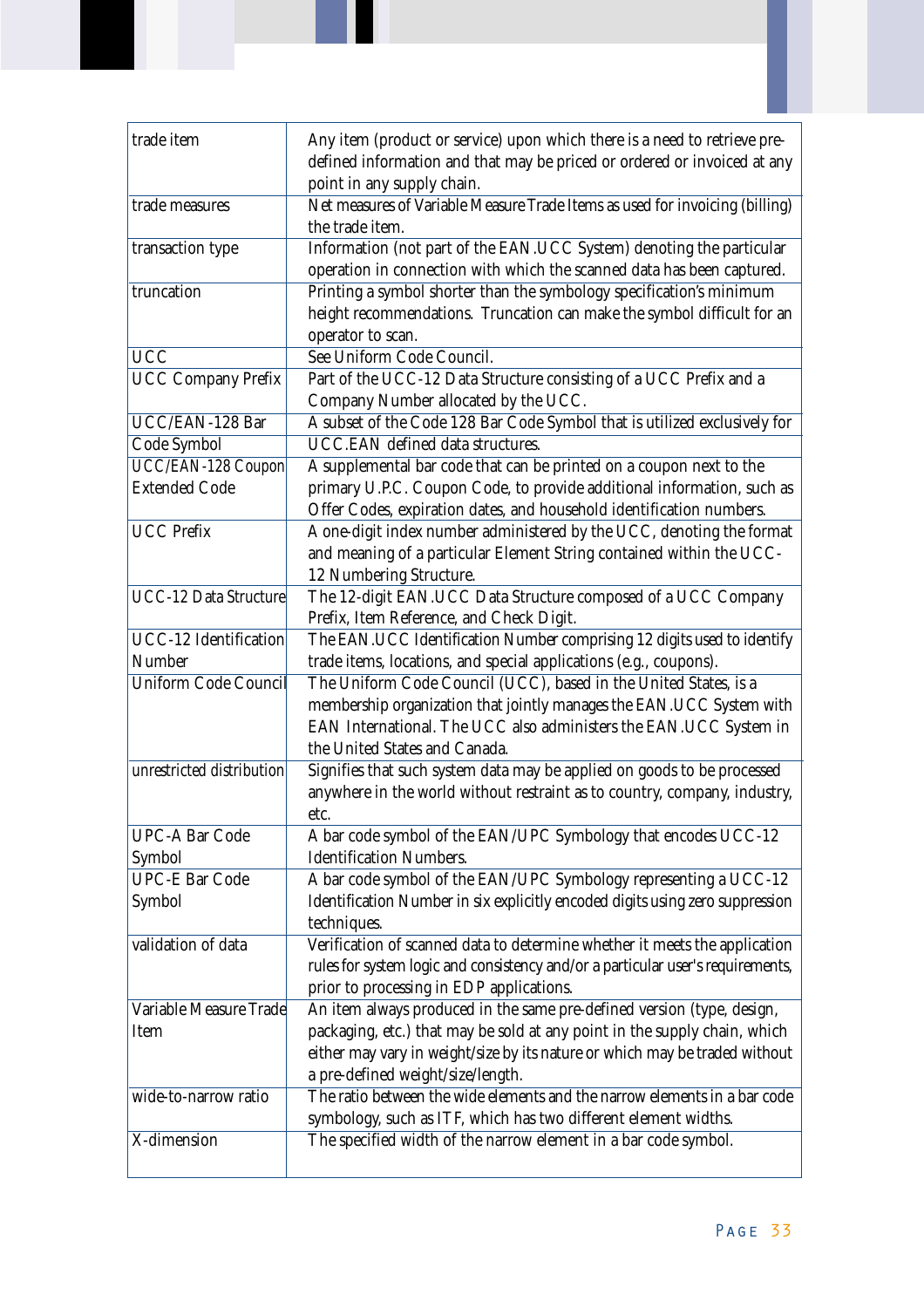| | |
|---|---|
| trade item | Any item (product or service) upon which there is a need to retrieve pre-defined information and that may be priced or ordered or invoiced at any point in any supply chain. |
| trade measures | Net measures of Variable Measure Trade Items as used for invoicing (billing) the trade item. |
| transaction type | Information (not part of the EAN.UCC System) denoting the particular operation in connection with which the scanned data has been captured. |
| truncation | Printing a symbol shorter than the symbology specification's minimum height recommendations. Truncation can make the symbol difficult for an operator to scan. |
| UCC | See Uniform Code Council. |
| UCC Company Prefix | Part of the UCC-12 Data Structure consisting of a UCC Prefix and a Company Number allocated by the UCC. |
| UCC/EAN-128 Bar Code Symbol | A subset of the Code 128 Bar Code Symbol that is utilized exclusively for UCC.EAN defined data structures. |
| UCC/EAN-128 Coupon Extended Code | A supplemental bar code that can be printed on a coupon next to the primary U.P.C. Coupon Code, to provide additional information, such as Offer Codes, expiration dates, and household identification numbers. |
| UCC Prefix | A one-digit index number administered by the UCC, denoting the format and meaning of a particular Element String contained within the UCC-12 Numbering Structure. |
| UCC-12 Data Structure | The 12-digit EAN.UCC Data Structure composed of a UCC Company Prefix, Item Reference, and Check Digit. |
| UCC-12 Identification Number | The EAN.UCC Identification Number comprising 12 digits used to identify trade items, locations, and special applications (e.g., coupons). |
| Uniform Code Council | The Uniform Code Council (UCC), based in the United States, is a membership organization that jointly manages the EAN.UCC System with EAN International. The UCC also administers the EAN.UCC System in the United States and Canada. |
| unrestricted distribution | Signifies that such system data may be applied on goods to be processed anywhere in the world without restraint as to country, company, industry, etc. |
| UPC-A Bar Code Symbol | A bar code symbol of the EAN/UPC Symbology that encodes UCC-12 Identification Numbers. |
| UPC-E Bar Code Symbol | A bar code symbol of the EAN/UPC Symbology representing a UCC-12 Identification Number in six explicitly encoded digits using zero suppression techniques. |
| validation of data | Verification of scanned data to determine whether it meets the application rules for system logic and consistency and/or a particular user's requirements, prior to processing in EDP applications. |
| Variable Measure Trade Item | An item always produced in the same pre-defined version (type, design, packaging, etc.) that may be sold at any point in the supply chain, which either may vary in weight/size by its nature or which may be traded without a pre-defined weight/size/length. |
| wide-to-narrow ratio | The ratio between the wide elements and the narrow elements in a bar code symbology, such as ITF, which has two different element widths. |
| X-dimension | The specified width of the narrow element in a bar code symbol. |